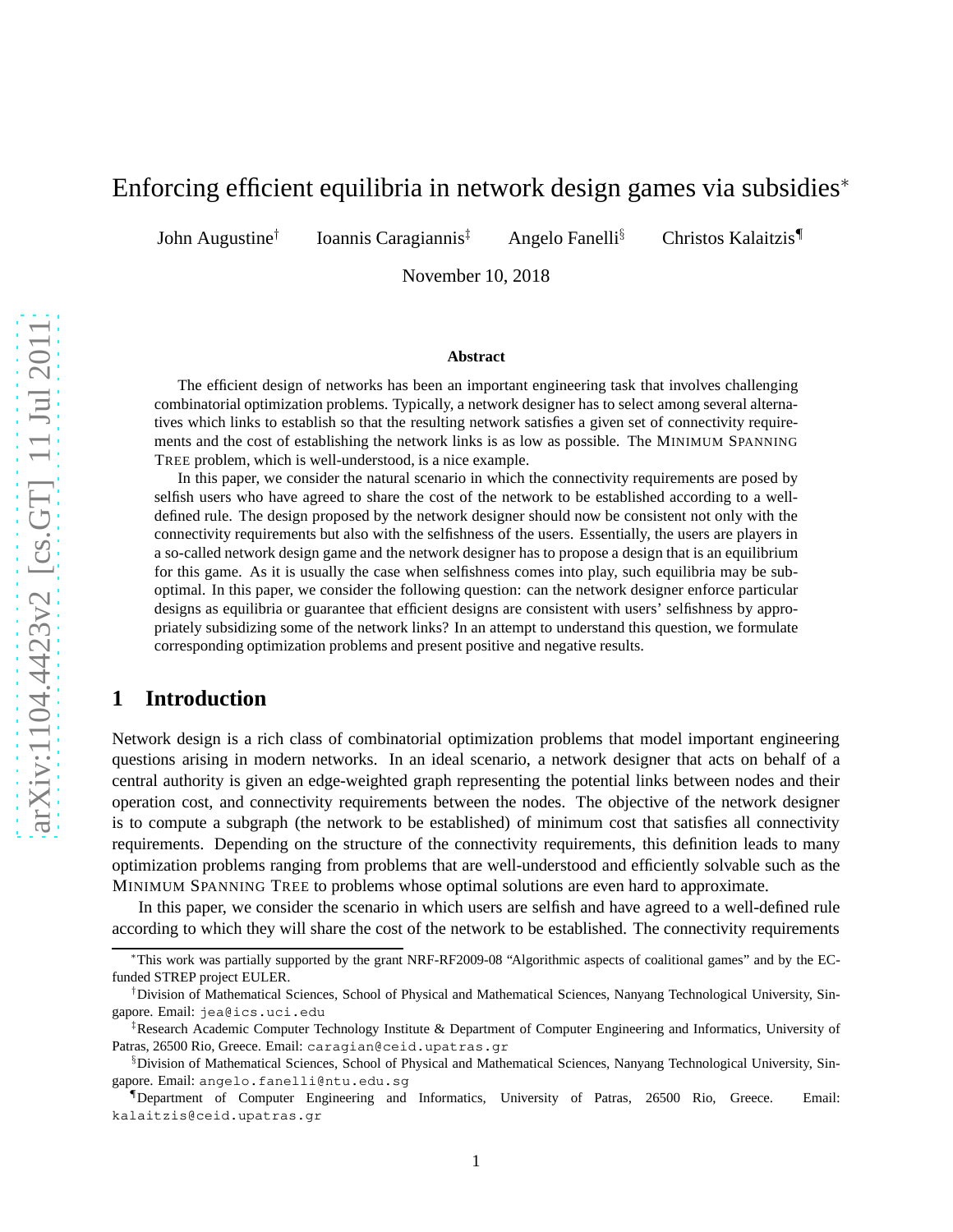# Enforcing efficient equilibria in network design games via subsidies*

John Augustine[†] Ioannis Caragiannis[‡] Angelo Fanelli[§] Christos Kalaitzis[¶]

November 10, 2018

**Abstract**

The efficient design of networks has been an important engineering task that involves challenging combinatorial optimization problems. Typically, a network designer has to select among several alternatives which links to establish so that the resulting network satisfies a given set of connectivity requirements and the cost of establishing the network links is as low as possible. The MINIMUM SPANNING TREE problem, which is well-understood, is a nice example.

In this paper, we consider the natural scenario in which the connectivity requirements are posed by selfish users who have agreed to share the cost of the network to be established according to a well-defined rule. The design proposed by the network designer should now be consistent not only with the connectivity requirements but also with the selfishness of the users. Essentially, the users are players in a so-called network design game and the network designer has to propose a design that is an equilibrium for this game. As it is usually the case when selfishness comes into play, such equilibria may be suboptimal. In this paper, we consider the following question: can the network designer enforce particular designs as equilibria or guarantee that efficient designs are consistent with users' selfishness by appropriately subsidizing some of the network links? In an attempt to understand this question, we formulate corresponding optimization problems and present positive and negative results.

## 1 Introduction

Network design is a rich class of combinatorial optimization problems that model important engineering questions arising in modern networks. In an ideal scenario, a network designer that acts on behalf of a central authority is given an edge-weighted graph representing the potential links between nodes and their operation cost, and connectivity requirements between the nodes. The objective of the network designer is to compute a subgraph (the network to be established) of minimum cost that satisfies all connectivity requirements. Depending on the structure of the connectivity requirements, this definition leads to many optimization problems ranging from problems that are well-understood and efficiently solvable such as the MINIMUM SPANNING TREE to problems whose optimal solutions are even hard to approximate.

In this paper, we consider the scenario in which users are selfish and have agreed to a well-defined rule according to which they will share the cost of the network to be established. The connectivity requirements

---

*This work was partially supported by the grant NRF-RF2009-08 "Algorithmic aspects of coalitional games" and by the EC-funded STREP project EULER.

[†]Division of Mathematical Sciences, School of Physical and Mathematical Sciences, Nanyang Technological University, Singapore. Email: jea@ics.uci.edu

[‡]Research Academic Computer Technology Institute & Department of Computer Engineering and Informatics, University of Patras, 26500 Rio, Greece. Email: caragian@ceid.upatras.gr

[§]Division of Mathematical Sciences, School of Physical and Mathematical Sciences, Nanyang Technological University, Singapore. Email: angelo.fanelli@ntu.edu.sg

[¶]Department of Computer Engineering and Informatics, University of Patras, 26500 Rio, Greece. Email: kalaitzis@ceid.upatras.gr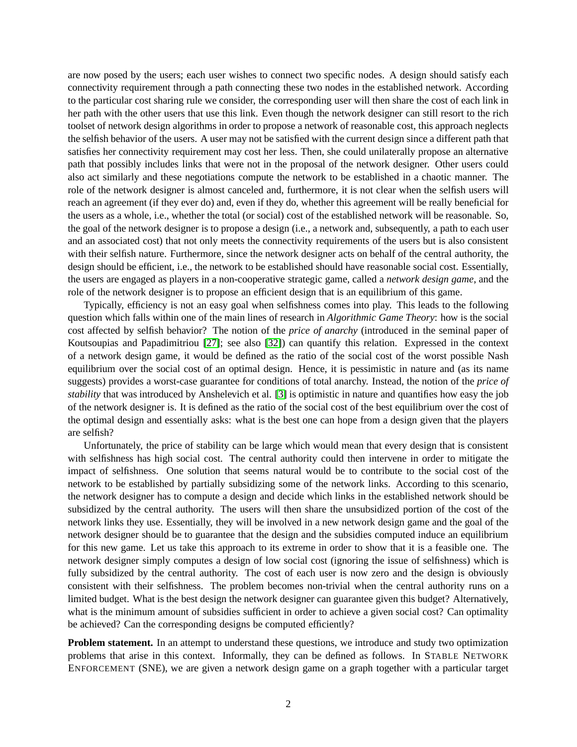are now posed by the users; each user wishes to connect two specific nodes. A design should satisfy each connectivity requirement through a path connecting these two nodes in the established network. According to the particular cost sharing rule we consider, the corresponding user will then share the cost of each link in her path with the other users that use this link. Even though the network designer can still resort to the rich toolset of network design algorithms in order to propose a network of reasonable cost, this approach neglects the selfish behavior of the users. A user may not be satisfied with the current design since a different path that satisfies her connectivity requirement may cost her less. Then, she could unilaterally propose an alternative path that possibly includes links that were not in the proposal of the network designer. Other users could also act similarly and these negotiations compute the network to be established in a chaotic manner. The role of the network designer is almost canceled and, furthermore, it is not clear when the selfish users will reach an agreement (if they ever do) and, even if they do, whether this agreement will be really beneficial for the users as a whole, i.e., whether the total (or social) cost of the established network will be reasonable. So, the goal of the network designer is to propose a design (i.e., a network and, subsequently, a path to each user and an associated cost) that not only meets the connectivity requirements of the users but is also consistent with their selfish nature. Furthermore, since the network designer acts on behalf of the central authority, the design should be efficient, i.e., the network to be established should have reasonable social cost. Essentially, the users are engaged as players in a non-cooperative strategic game, called a *network design game*, and the role of the network designer is to propose an efficient design that is an equilibrium of this game.

Typically, efficiency is not an easy goal when selfishness comes into play. This leads to the following question which falls within one of the main lines of research in *Algorithmic Game Theory*: how is the social cost affected by selfish behavior? The notion of the *price of anarchy* (introduced in the seminal paper of Koutsoupias and Papadimitriou [27]; see also [32]) can quantify this relation. Expressed in the context of a network design game, it would be defined as the ratio of the social cost of the worst possible Nash equilibrium over the social cost of an optimal design. Hence, it is pessimistic in nature and (as its name suggests) provides a worst-case guarantee for conditions of total anarchy. Instead, the notion of the *price of stability* that was introduced by Anshelevich et al. [3] is optimistic in nature and quantifies how easy the job of the network designer is. It is defined as the ratio of the social cost of the best equilibrium over the cost of the optimal design and essentially asks: what is the best one can hope from a design given that the players are selfish?

Unfortunately, the price of stability can be large which would mean that every design that is consistent with selfishness has high social cost. The central authority could then intervene in order to mitigate the impact of selfishness. One solution that seems natural would be to contribute to the social cost of the network to be established by partially subsidizing some of the network links. According to this scenario, the network designer has to compute a design and decide which links in the established network should be subsidized by the central authority. The users will then share the unsubsidized portion of the cost of the network links they use. Essentially, they will be involved in a new network design game and the goal of the network designer should be to guarantee that the design and the subsidies computed induce an equilibrium for this new game. Let us take this approach to its extreme in order to show that it is a feasible one. The network designer simply computes a design of low social cost (ignoring the issue of selfishness) which is fully subsidized by the central authority. The cost of each user is now zero and the design is obviously consistent with their selfishness. The problem becomes non-trivial when the central authority runs on a limited budget. What is the best design the network designer can guarantee given this budget? Alternatively, what is the minimum amount of subsidies sufficient in order to achieve a given social cost? Can optimality be achieved? Can the corresponding designs be computed efficiently?

**Problem statement.** In an attempt to understand these questions, we introduce and study two optimization problems that arise in this context. Informally, they can be defined as follows. In STABLE NETWORK ENFORCEMENT (SNE), we are given a network design game on a graph together with a particular target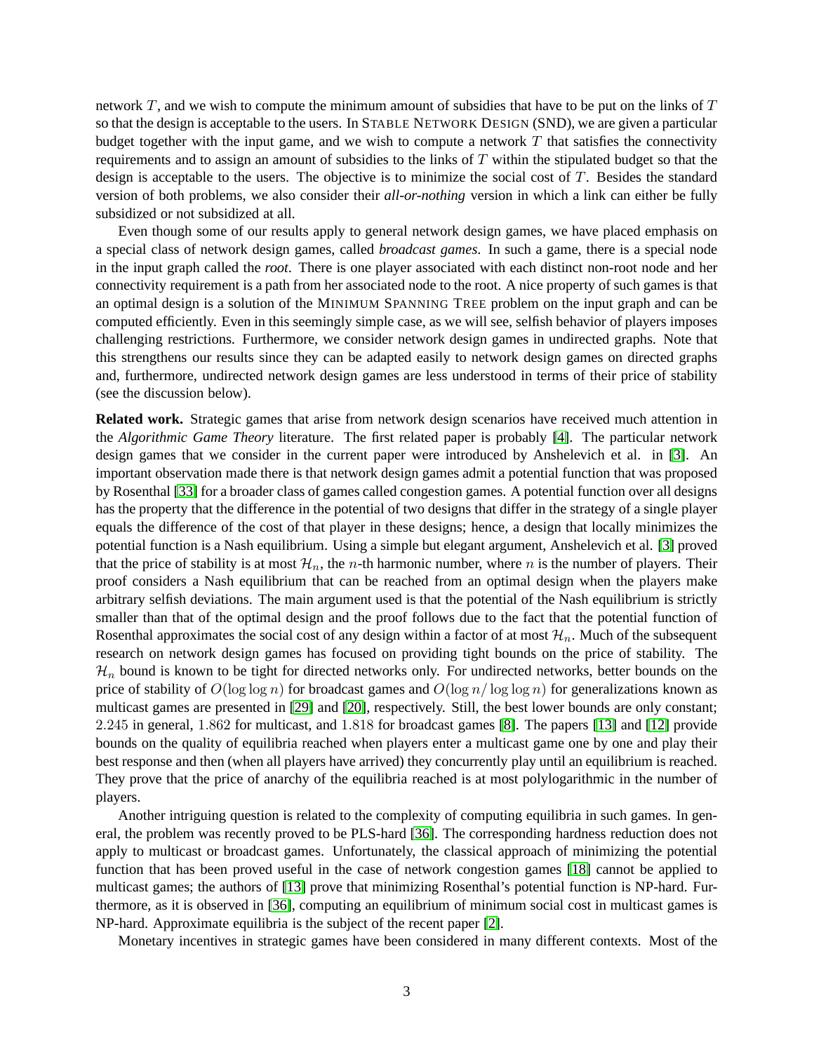network $T$, and we wish to compute the minimum amount of subsidies that have to be put on the links of $T$ so that the design is acceptable to the users. In STABLE NETWORK DESIGN (SND), we are given a particular budget together with the input game, and we wish to compute a network $T$ that satisfies the connectivity requirements and to assign an amount of subsidies to the links of $T$ within the stipulated budget so that the design is acceptable to the users. The objective is to minimize the social cost of $T$. Besides the standard version of both problems, we also consider their *all-or-nothing* version in which a link can either be fully subsidized or not subsidized at all.

Even though some of our results apply to general network design games, we have placed emphasis on a special class of network design games, called *broadcast games*. In such a game, there is a special node in the input graph called the *root*. There is one player associated with each distinct non-root node and her connectivity requirement is a path from her associated node to the root. A nice property of such games is that an optimal design is a solution of the MINIMUM SPANNING TREE problem on the input graph and can be computed efficiently. Even in this seemingly simple case, as we will see, selfish behavior of players imposes challenging restrictions. Furthermore, we consider network design games in undirected graphs. Note that this strengthens our results since they can be adapted easily to network design games on directed graphs and, furthermore, undirected network design games are less understood in terms of their price of stability (see the discussion below).

**Related work.** Strategic games that arise from network design scenarios have received much attention in the *Algorithmic Game Theory* literature. The first related paper is probably [4]. The particular network design games that we consider in the current paper were introduced by Anshelevich et al. in [3]. An important observation made there is that network design games admit a potential function that was proposed by Rosenthal [33] for a broader class of games called congestion games. A potential function over all designs has the property that the difference in the potential of two designs that differ in the strategy of a single player equals the difference of the cost of that player in these designs; hence, a design that locally minimizes the potential function is a Nash equilibrium. Using a simple but elegant argument, Anshelevich et al. [3] proved that the price of stability is at most $\mathcal{H}_n$, the $n$-th harmonic number, where $n$ is the number of players. Their proof considers a Nash equilibrium that can be reached from an optimal design when the players make arbitrary selfish deviations. The main argument used is that the potential of the Nash equilibrium is strictly smaller than that of the optimal design and the proof follows due to the fact that the potential function of Rosenthal approximates the social cost of any design within a factor of at most $\mathcal{H}_n$. Much of the subsequent research on network design games has focused on providing tight bounds on the price of stability. The $\mathcal{H}_n$ bound is known to be tight for directed networks only. For undirected networks, better bounds on the price of stability of $O(\log \log n)$ for broadcast games and $O(\log n / \log \log n)$ for generalizations known as multicast games are presented in [29] and [20], respectively. Still, the best lower bounds are only constant; $2.245$ in general, $1.862$ for multicast, and $1.818$ for broadcast games [8]. The papers [13] and [12] provide bounds on the quality of equilibria reached when players enter a multicast game one by one and play their best response and then (when all players have arrived) they concurrently play until an equilibrium is reached. They prove that the price of anarchy of the equilibria reached is at most polylogarithmic in the number of players.

Another intriguing question is related to the complexity of computing equilibria in such games. In general, the problem was recently proved to be PLS-hard [36]. The corresponding hardness reduction does not apply to multicast or broadcast games. Unfortunately, the classical approach of minimizing the potential function that has been proved useful in the case of network congestion games [18] cannot be applied to multicast games; the authors of [13] prove that minimizing Rosenthal's potential function is NP-hard. Furthermore, as it is observed in [36], computing an equilibrium of minimum social cost in multicast games is NP-hard. Approximate equilibria is the subject of the recent paper [2].

Monetary incentives in strategic games have been considered in many different contexts. Most of the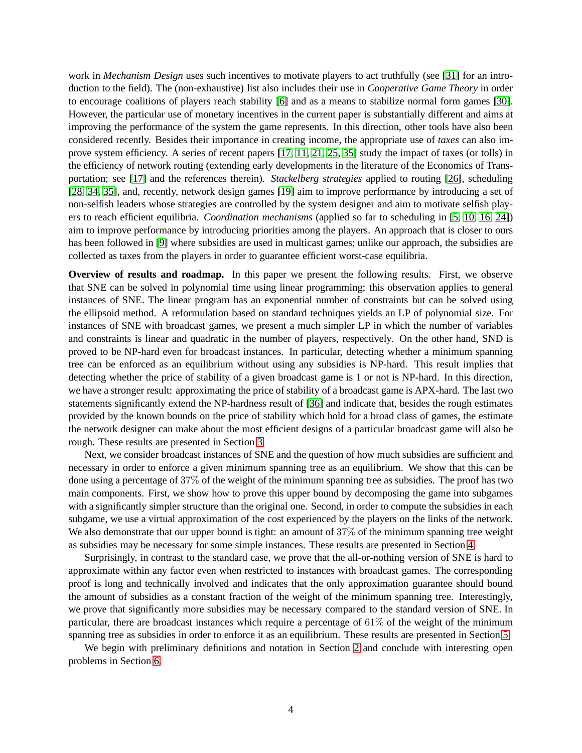work in *Mechanism Design* uses such incentives to motivate players to act truthfully (see [31] for an introduction to the field). The (non-exhaustive) list also includes their use in *Cooperative Game Theory* in order to encourage coalitions of players reach stability [6] and as a means to stabilize normal form games [30]. However, the particular use of monetary incentives in the current paper is substantially different and aims at improving the performance of the system the game represents. In this direction, other tools have also been considered recently. Besides their importance in creating income, the appropriate use of *taxes* can also improve system efficiency. A series of recent papers [17, 11, 21, 25, 35] study the impact of taxes (or tolls) in the efficiency of network routing (extending early developments in the literature of the Economics of Transportation; see [17] and the references therein). *Stackelberg strategies* applied to routing [26], scheduling [28, 34, 35], and, recently, network design games [19] aim to improve performance by introducing a set of non-selfish leaders whose strategies are controlled by the system designer and aim to motivate selfish players to reach efficient equilibria. *Coordination mechanisms* (applied so far to scheduling in [5, 10, 16, 24]) aim to improve performance by introducing priorities among the players. An approach that is closer to ours has been followed in [9] where subsidies are used in multicast games; unlike our approach, the subsidies are collected as taxes from the players in order to guarantee efficient worst-case equilibria.

**Overview of results and roadmap.** In this paper we present the following results. First, we observe that SNE can be solved in polynomial time using linear programming; this observation applies to general instances of SNE. The linear program has an exponential number of constraints but can be solved using the ellipsoid method. A reformulation based on standard techniques yields an LP of polynomial size. For instances of SNE with broadcast games, we present a much simpler LP in which the number of variables and constraints is linear and quadratic in the number of players, respectively. On the other hand, SND is proved to be NP-hard even for broadcast instances. In particular, detecting whether a minimum spanning tree can be enforced as an equilibrium without using any subsidies is NP-hard. This result implies that detecting whether the price of stability of a given broadcast game is 1 or not is NP-hard. In this direction, we have a stronger result: approximating the price of stability of a broadcast game is APX-hard. The last two statements significantly extend the NP-hardness result of [36] and indicate that, besides the rough estimates provided by the known bounds on the price of stability which hold for a broad class of games, the estimate the network designer can make about the most efficient designs of a particular broadcast game will also be rough. These results are presented in Section 3.

Next, we consider broadcast instances of SNE and the question of how much subsidies are sufficient and necessary in order to enforce a given minimum spanning tree as an equilibrium. We show that this can be done using a percentage of $37\%$ of the weight of the minimum spanning tree as subsidies. The proof has two main components. First, we show how to prove this upper bound by decomposing the game into subgames with a significantly simpler structure than the original one. Second, in order to compute the subsidies in each subgame, we use a virtual approximation of the cost experienced by the players on the links of the network. We also demonstrate that our upper bound is tight: an amount of $37\%$ of the minimum spanning tree weight as subsidies may be necessary for some simple instances. These results are presented in Section 4.

Surprisingly, in contrast to the standard case, we prove that the all-or-nothing version of SNE is hard to approximate within any factor even when restricted to instances with broadcast games. The corresponding proof is long and technically involved and indicates that the only approximation guarantee should bound the amount of subsidies as a constant fraction of the weight of the minimum spanning tree. Interestingly, we prove that significantly more subsidies may be necessary compared to the standard version of SNE. In particular, there are broadcast instances which require a percentage of $61\%$ of the weight of the minimum spanning tree as subsidies in order to enforce it as an equilibrium. These results are presented in Section 5.

We begin with preliminary definitions and notation in Section 2 and conclude with interesting open problems in Section 6.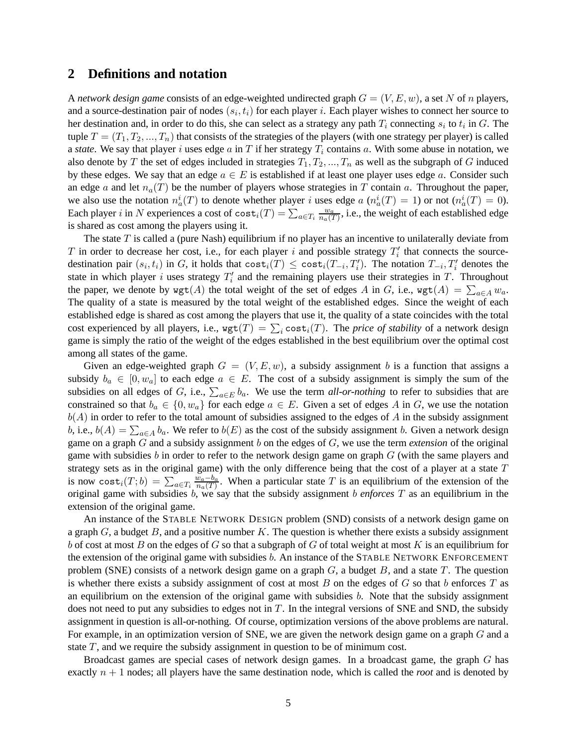## 2 Definitions and notation

A *network design game* consists of an edge-weighted undirected graph $G = (V, E, w)$, a set $N$ of $n$ players, and a source-destination pair of nodes $(s_i, t_i)$ for each player $i$. Each player wishes to connect her source to her destination and, in order to do this, she can select as a strategy any path $T_i$ connecting $s_i$ to $t_i$ in $G$. The tuple $T = (T_1, T_2, ..., T_n)$ that consists of the strategies of the players (with one strategy per player) is called a *state*. We say that player $i$ uses edge $a$ in $T$ if her strategy $T_i$ contains $a$. With some abuse in notation, we also denote by $T$ the set of edges included in strategies $T_1, T_2, ..., T_n$ as well as the subgraph of $G$ induced by these edges. We say that an edge $a \in E$ is established if at least one player uses edge $a$. Consider such an edge $a$ and let $n_a(T)$ be the number of players whose strategies in $T$ contain $a$. Throughout the paper, we also use the notation $n_a^i(T)$ to denote whether player $i$ uses edge $a$ ($n_a^i(T) = 1$) or not ($n_a^i(T) = 0$). Each player $i$ in $N$ experiences a cost of $\texttt{cost}_i(T) = \sum_{a \in T_i} \frac{w_a}{n_a(T)}$, i.e., the weight of each established edge is shared as cost among the players using it.

The state $T$ is called a (pure Nash) equilibrium if no player has an incentive to unilaterally deviate from $T$ in order to decrease her cost, i.e., for each player $i$ and possible strategy $T_i'$ that connects the source-destination pair $(s_i, t_i)$ in $G$, it holds that $\texttt{cost}_i(T) \leq \texttt{cost}_i(T_{-i}, T_i')$. The notation $T_{-i}, T_i'$ denotes the state in which player $i$ uses strategy $T_i'$ and the remaining players use their strategies in $T$. Throughout the paper, we denote by $\texttt{wgt}(A)$ the total weight of the set of edges $A$ in $G$, i.e., $\texttt{wgt}(A) = \sum_{a \in A} w_a$. The quality of a state is measured by the total weight of the established edges. Since the weight of each established edge is shared as cost among the players that use it, the quality of a state coincides with the total cost experienced by all players, i.e., $\texttt{wgt}(T) = \sum_i \texttt{cost}_i(T)$. The *price of stability* of a network design game is simply the ratio of the weight of the edges established in the best equilibrium over the optimal cost among all states of the game.

Given an edge-weighted graph $G = (V, E, w)$, a subsidy assignment $b$ is a function that assigns a subsidy $b_a \in [0, w_a]$ to each edge $a \in E$. The cost of a subsidy assignment is simply the sum of the subsidies on all edges of $G$, i.e., $\sum_{a \in E} b_a$. We use the term *all-or-nothing* to refer to subsidies that are constrained so that $b_a \in \{0, w_a\}$ for each edge $a \in E$. Given a set of edges $A$ in $G$, we use the notation $b(A)$ in order to refer to the total amount of subsidies assigned to the edges of $A$ in the subsidy assignment $b$, i.e., $b(A) = \sum_{a \in A} b_a$. We refer to $b(E)$ as the cost of the subsidy assignment $b$. Given a network design game on a graph $G$ and a subsidy assignment $b$ on the edges of $G$, we use the term *extension* of the original game with subsidies $b$ in order to refer to the network design game on graph $G$ (with the same players and strategy sets as in the original game) with the only difference being that the cost of a player at a state $T$ is now $\texttt{cost}_i(T; b) = \sum_{a \in T_i} \frac{w_a - b_a}{n_a(T)}$. When a particular state $T$ is an equilibrium of the extension of the original game with subsidies $b$, we say that the subsidy assignment $b$ *enforces* $T$ as an equilibrium in the extension of the original game.

An instance of the STABLE NETWORK DESIGN problem (SND) consists of a network design game on a graph $G$, a budget $B$, and a positive number $K$. The question is whether there exists a subsidy assignment $b$ of cost at most $B$ on the edges of $G$ so that a subgraph of $G$ of total weight at most $K$ is an equilibrium for the extension of the original game with subsidies $b$. An instance of the STABLE NETWORK ENFORCEMENT problem (SNE) consists of a network design game on a graph $G$, a budget $B$, and a state $T$. The question is whether there exists a subsidy assignment of cost at most $B$ on the edges of $G$ so that $b$ enforces $T$ as an equilibrium on the extension of the original game with subsidies $b$. Note that the subsidy assignment does not need to put any subsidies to edges not in $T$. In the integral versions of SNE and SND, the subsidy assignment in question is all-or-nothing. Of course, optimization versions of the above problems are natural. For example, in an optimization version of SNE, we are given the network design game on a graph $G$ and a state $T$, and we require the subsidy assignment in question to be of minimum cost.

Broadcast games are special cases of network design games. In a broadcast game, the graph $G$ has exactly $n + 1$ nodes; all players have the same destination node, which is called the *root* and is denoted by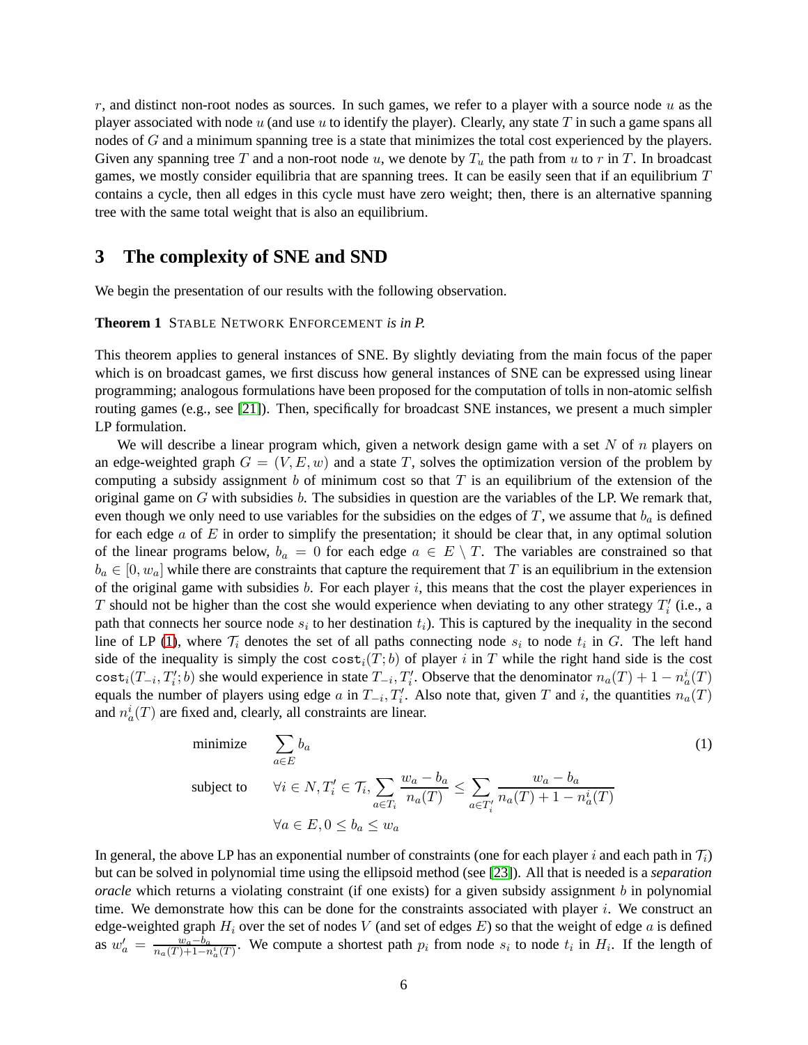$r$, and distinct non-root nodes as sources. In such games, we refer to a player with a source node $u$ as the player associated with node $u$ (and use $u$ to identify the player). Clearly, any state $T$ in such a game spans all nodes of $G$ and a minimum spanning tree is a state that minimizes the total cost experienced by the players. Given any spanning tree $T$ and a non-root node $u$, we denote by $T_u$ the path from $u$ to $r$ in $T$. In broadcast games, we mostly consider equilibria that are spanning trees. It can be easily seen that if an equilibrium $T$ contains a cycle, then all edges in this cycle must have zero weight; then, there is an alternative spanning tree with the same total weight that is also an equilibrium.

## 3 The complexity of SNE and SND

We begin the presentation of our results with the following observation.

**Theorem 1** STABLE NETWORK ENFORCEMENT *is in P.*

This theorem applies to general instances of SNE. By slightly deviating from the main focus of the paper which is on broadcast games, we first discuss how general instances of SNE can be expressed using linear programming; analogous formulations have been proposed for the computation of tolls in non-atomic selfish routing games (e.g., see [21]). Then, specifically for broadcast SNE instances, we present a much simpler LP formulation.

We will describe a linear program which, given a network design game with a set $N$ of $n$ players on an edge-weighted graph $G = (V, E, w)$ and a state $T$, solves the optimization version of the problem by computing a subsidy assignment $b$ of minimum cost so that $T$ is an equilibrium of the extension of the original game on $G$ with subsidies $b$. The subsidies in question are the variables of the LP. We remark that, even though we only need to use variables for the subsidies on the edges of $T$, we assume that $b_a$ is defined for each edge $a$ of $E$ in order to simplify the presentation; it should be clear that, in any optimal solution of the linear programs below, $b_a = 0$ for each edge $a \in E \setminus T$. The variables are constrained so that $b_a \in [0, w_a]$ while there are constraints that capture the requirement that $T$ is an equilibrium in the extension of the original game with subsidies $b$. For each player $i$, this means that the cost the player experiences in $T$ should not be higher than the cost she would experience when deviating to any other strategy $T'_i$ (i.e., a path that connects her source node $s_i$ to her destination $t_i$). This is captured by the inequality in the second line of LP (1), where $\mathcal{T}_i$ denotes the set of all paths connecting node $s_i$ to node $t_i$ in $G$. The left hand side of the inequality is simply the cost $\texttt{cost}_i(T; b)$ of player $i$ in $T$ while the right hand side is the cost $\texttt{cost}_i(T_{-i}, T'_i; b)$ she would experience in state $T_{-i}, T'_i$. Observe that the denominator $n_a(T) + 1 - n_a^i(T)$ equals the number of players using edge $a$ in $T_{-i}, T'_i$. Also note that, given $T$ and $i$, the quantities $n_a(T)$ and $n_a^i(T)$ are fixed and, clearly, all constraints are linear.

$$
\begin{aligned}
\text{minimize} \quad & \sum_{a \in E} b_a \\
\text{subject to} \quad & \forall i \in N, T'_i \in \mathcal{T}_i, \sum_{a \in T_i} \frac{w_a - b_a}{n_a(T)} \leq \sum_{a \in T'_i} \frac{w_a - b_a}{n_a(T) + 1 - n_a^i(T)} \\
& \forall a \in E, 0 \leq b_a \leq w_a
\end{aligned}
\tag{1}
$$

In general, the above LP has an exponential number of constraints (one for each player $i$ and each path in $\mathcal{T}_i$) but can be solved in polynomial time using the ellipsoid method (see [23]). All that is needed is a *separation oracle* which returns a violating constraint (if one exists) for a given subsidy assignment $b$ in polynomial time. We demonstrate how this can be done for the constraints associated with player $i$. We construct an edge-weighted graph $H_i$ over the set of nodes $V$ (and set of edges $E$) so that the weight of edge $a$ is defined as $w'_a = \frac{w_a - b_a}{n_a(T) + 1 - n_a^i(T)}$. We compute a shortest path $p_i$ from node $s_i$ to node $t_i$ in $H_i$. If the length of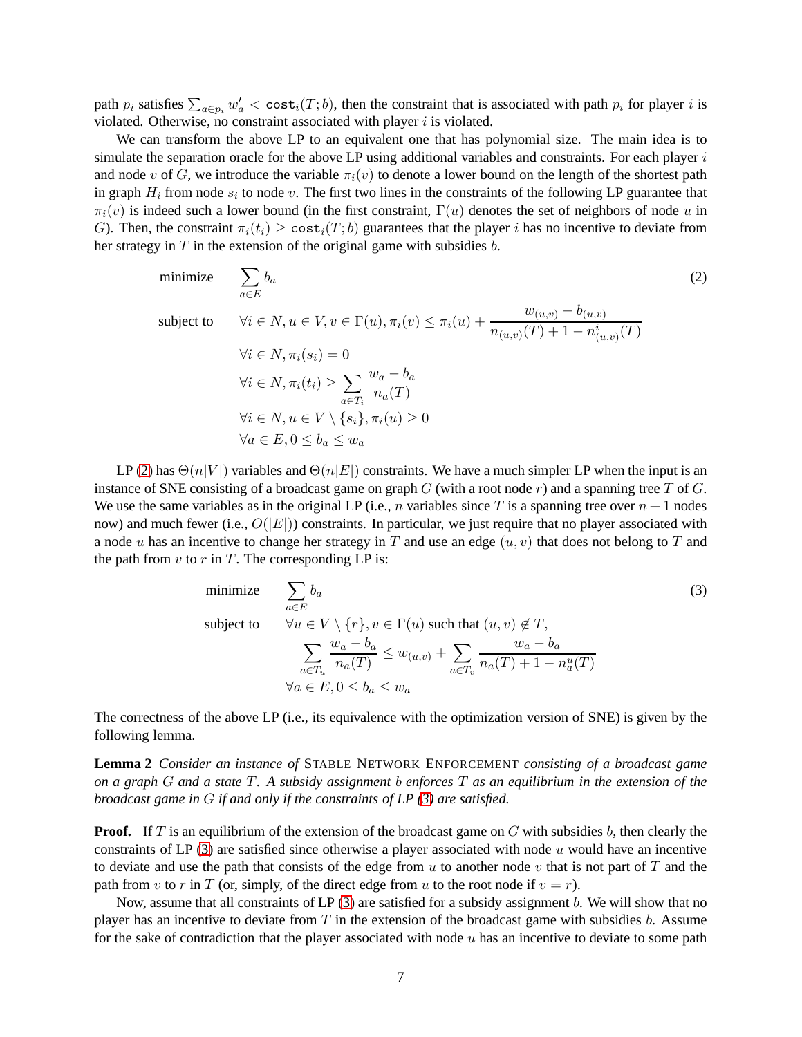path $p_i$ satisfies $\sum_{a\in p_i} w'_a < \texttt{cost}_i(T;b)$, then the constraint that is associated with path $p_i$ for player $i$ is violated. Otherwise, no constraint associated with player $i$ is violated.

We can transform the above LP to an equivalent one that has polynomial size. The main idea is to simulate the separation oracle for the above LP using additional variables and constraints. For each player $i$ and node $v$ of $G$, we introduce the variable $\pi_i(v)$ to denote a lower bound on the length of the shortest path in graph $H_i$ from node $s_i$ to node $v$. The first two lines in the constraints of the following LP guarantee that $\pi_i(v)$ is indeed such a lower bound (in the first constraint, $\Gamma(u)$ denotes the set of neighbors of node $u$ in $G$). Then, the constraint $\pi_i(t_i) \geq \texttt{cost}_i(T;b)$ guarantees that the player $i$ has no incentive to deviate from her strategy in $T$ in the extension of the original game with subsidies $b$.

$$
\begin{aligned}
\text{minimize} \quad & \sum_{a\in E} b_a \\
\text{subject to} \quad & \forall i \in N, u \in V, v \in \Gamma(u), \pi_i(v) \leq \pi_i(u) + \frac{w_{(u,v)} - b_{(u,v)}}{n_{(u,v)}(T) + 1 - n^i_{(u,v)}(T)} \\
& \forall i \in N, \pi_i(s_i) = 0 \\
& \forall i \in N, \pi_i(t_i) \geq \sum_{a\in T_i} \frac{w_a - b_a}{n_a(T)} \\
& \forall i \in N, u \in V \setminus \{s_i\}, \pi_i(u) \geq 0 \\
& \forall a \in E, 0 \leq b_a \leq w_a
\end{aligned}
\tag{2}
$$

LP (2) has $\Theta(n|V|)$ variables and $\Theta(n|E|)$ constraints. We have a much simpler LP when the input is an instance of SNE consisting of a broadcast game on graph $G$ (with a root node $r$) and a spanning tree $T$ of $G$. We use the same variables as in the original LP (i.e., $n$ variables since $T$ is a spanning tree over $n+1$ nodes now) and much fewer (i.e., $O(|E|)$) constraints. In particular, we just require that no player associated with a node $u$ has an incentive to change her strategy in $T$ and use an edge $(u, v)$ that does not belong to $T$ and the path from $v$ to $r$ in $T$. The corresponding LP is:

$$
\begin{aligned}
\text{minimize} \quad & \sum_{a\in E} b_a \\
\text{subject to} \quad & \forall u \in V \setminus \{r\}, v \in \Gamma(u) \text{ such that } (u,v) \notin T, \\
& \sum_{a\in T_u} \frac{w_a - b_a}{n_a(T)} \leq w_{(u,v)} + \sum_{a\in T_v} \frac{w_a - b_a}{n_a(T) + 1 - n^u_a(T)} \\
& \forall a \in E, 0 \leq b_a \leq w_a
\end{aligned}
\tag{3}
$$

The correctness of the above LP (i.e., its equivalence with the optimization version of SNE) is given by the following lemma.

**Lemma 2** *Consider an instance of* STABLE NETWORK ENFORCEMENT *consisting of a broadcast game on a graph $G$ and a state $T$. A subsidy assignment $b$ enforces $T$ as an equilibrium in the extension of the broadcast game in $G$ if and only if the constraints of LP (3) are satisfied.*

**Proof.** If $T$ is an equilibrium of the extension of the broadcast game on $G$ with subsidies $b$, then clearly the constraints of LP (3) are satisfied since otherwise a player associated with node $u$ would have an incentive to deviate and use the path that consists of the edge from $u$ to another node $v$ that is not part of $T$ and the path from $v$ to $r$ in $T$ (or, simply, of the direct edge from $u$ to the root node if $v = r$).

Now, assume that all constraints of LP (3) are satisfied for a subsidy assignment $b$. We will show that no player has an incentive to deviate from $T$ in the extension of the broadcast game with subsidies $b$. Assume for the sake of contradiction that the player associated with node $u$ has an incentive to deviate to some path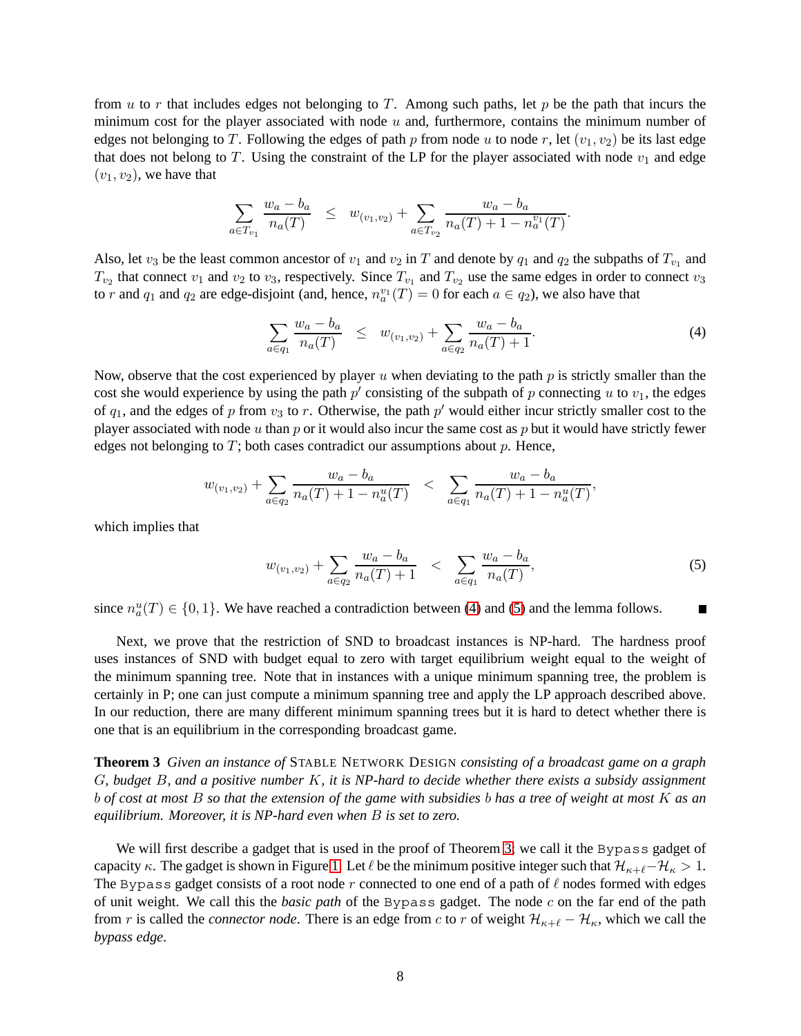from $u$ to $r$ that includes edges not belonging to $T$. Among such paths, let $p$ be the path that incurs the minimum cost for the player associated with node $u$ and, furthermore, contains the minimum number of edges not belonging to $T$. Following the edges of path $p$ from node $u$ to node $r$, let $(v_1, v_2)$ be its last edge that does not belong to $T$. Using the constraint of the LP for the player associated with node $v_1$ and edge $(v_1, v_2)$, we have that

$$\sum_{a \in T_{v_1}} \frac{w_a - b_a}{n_a(T)} \leq w_{(v_1,v_2)} + \sum_{a \in T_{v_2}} \frac{w_a - b_a}{n_a(T) + 1 - n_a^{v_1}(T)}.$$

Also, let $v_3$ be the least common ancestor of $v_1$ and $v_2$ in $T$ and denote by $q_1$ and $q_2$ the subpaths of $T_{v_1}$ and $T_{v_2}$ that connect $v_1$ and $v_2$ to $v_3$, respectively. Since $T_{v_1}$ and $T_{v_2}$ use the same edges in order to connect $v_3$ to $r$ and $q_1$ and $q_2$ are edge-disjoint (and, hence, $n_a^{v_1}(T) = 0$ for each $a \in q_2$), we also have that

$$\sum_{a \in q_1} \frac{w_a - b_a}{n_a(T)} \leq w_{(v_1,v_2)} + \sum_{a \in q_2} \frac{w_a - b_a}{n_a(T) + 1}. \tag{4}$$

Now, observe that the cost experienced by player $u$ when deviating to the path $p$ is strictly smaller than the cost she would experience by using the path $p'$ consisting of the subpath of $p$ connecting $u$ to $v_1$, the edges of $q_1$, and the edges of $p$ from $v_3$ to $r$. Otherwise, the path $p'$ would either incur strictly smaller cost to the player associated with node $u$ than $p$ or it would also incur the same cost as $p$ but it would have strictly fewer edges not belonging to $T$; both cases contradict our assumptions about $p$. Hence,

$$w_{(v_1,v_2)} + \sum_{a \in q_2} \frac{w_a - b_a}{n_a(T) + 1 - n_a^u(T)} < \sum_{a \in q_1} \frac{w_a - b_a}{n_a(T) + 1 - n_a^u(T)},$$

which implies that

$$w_{(v_1,v_2)} + \sum_{a \in q_2} \frac{w_a - b_a}{n_a(T) + 1} < \sum_{a \in q_1} \frac{w_a - b_a}{n_a(T)}, \tag{5}$$

since $n_a^u(T) \in \{0, 1\}$. We have reached a contradiction between (4) and (5) and the lemma follows. ■

Next, we prove that the restriction of SND to broadcast instances is NP-hard. The hardness proof uses instances of SND with budget equal to zero with target equilibrium weight equal to the weight of the minimum spanning tree. Note that in instances with a unique minimum spanning tree, the problem is certainly in P; one can just compute a minimum spanning tree and apply the LP approach described above. In our reduction, there are many different minimum spanning trees but it is hard to detect whether there is one that is an equilibrium in the corresponding broadcast game.

**Theorem 3** *Given an instance of* STABLE NETWORK DESIGN *consisting of a broadcast game on a graph $G$, budget $B$, and a positive number $K$, it is NP-hard to decide whether there exists a subsidy assignment $b$ of cost at most $B$ so that the extension of the game with subsidies $b$ has a tree of weight at most $K$ as an equilibrium. Moreover, it is NP-hard even when $B$ is set to zero.*

We will first describe a gadget that is used in the proof of Theorem 3; we call it the `Bypass` gadget of capacity $\kappa$. The gadget is shown in Figure 1. Let $\ell$ be the minimum positive integer such that $\mathcal{H}_{\kappa+\ell} - \mathcal{H}_\kappa > 1$. The `Bypass` gadget consists of a root node $r$ connected to one end of a path of $\ell$ nodes formed with edges of unit weight. We call this the *basic path* of the `Bypass` gadget. The node $c$ on the far end of the path from $r$ is called the *connector node*. There is an edge from $c$ to $r$ of weight $\mathcal{H}_{\kappa+\ell} - \mathcal{H}_\kappa$, which we call the *bypass edge*.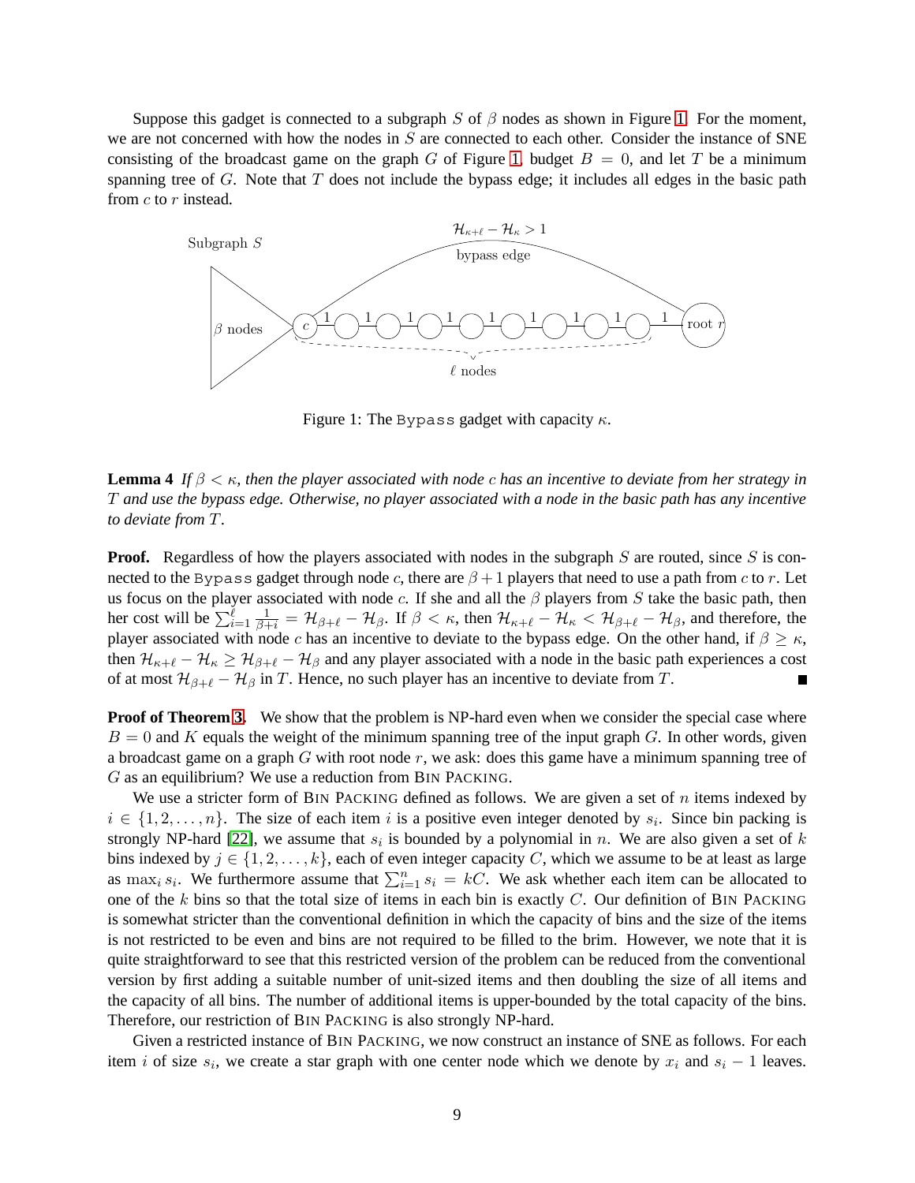Suppose this gadget is connected to a subgraph $S$ of $\beta$ nodes as shown in Figure 1. For the moment, we are not concerned with how the nodes in $S$ are connected to each other. Consider the instance of SNE consisting of the broadcast game on the graph $G$ of Figure 1, budget $B = 0$, and let $T$ be a minimum spanning tree of $G$. Note that $T$ does not include the bypass edge; it includes all edges in the basic path from $c$ to $r$ instead.

Figure 1: The `Bypass` gadget with capacity $\kappa$.

**Lemma 4** *If $\beta < \kappa$, then the player associated with node $c$ has an incentive to deviate from her strategy in $T$ and use the bypass edge. Otherwise, no player associated with a node in the basic path has any incentive to deviate from $T$.*

**Proof.** Regardless of how the players associated with nodes in the subgraph $S$ are routed, since $S$ is connected to the `Bypass` gadget through node $c$, there are $\beta + 1$ players that need to use a path from $c$ to $r$. Let us focus on the player associated with node $c$. If she and all the $\beta$ players from $S$ take the basic path, then her cost will be $\sum_{i=1}^{\ell} \frac{1}{\beta+i} = \mathcal{H}_{\beta+\ell} - \mathcal{H}_{\beta}$. If $\beta < \kappa$, then $\mathcal{H}_{\kappa+\ell} - \mathcal{H}_{\kappa} < \mathcal{H}_{\beta+\ell} - \mathcal{H}_{\beta}$, and therefore, the player associated with node $c$ has an incentive to deviate to the bypass edge. On the other hand, if $\beta \geq \kappa$, then $\mathcal{H}_{\kappa+\ell} - \mathcal{H}_{\kappa} \geq \mathcal{H}_{\beta+\ell} - \mathcal{H}_{\beta}$ and any player associated with a node in the basic path experiences a cost of at most $\mathcal{H}_{\beta+\ell} - \mathcal{H}_{\beta}$ in $T$. Hence, no such player has an incentive to deviate from $T$. ∎

**Proof of Theorem 3.** We show that the problem is NP-hard even when we consider the special case where $B = 0$ and $K$ equals the weight of the minimum spanning tree of the input graph $G$. In other words, given a broadcast game on a graph $G$ with root node $r$, we ask: does this game have a minimum spanning tree of $G$ as an equilibrium? We use a reduction from BIN PACKING.

We use a stricter form of BIN PACKING defined as follows. We are given a set of $n$ items indexed by $i \in \{1, 2, \ldots, n\}$. The size of each item $i$ is a positive even integer denoted by $s_i$. Since bin packing is strongly NP-hard [22], we assume that $s_i$ is bounded by a polynomial in $n$. We are also given a set of $k$ bins indexed by $j \in \{1, 2, \ldots, k\}$, each of even integer capacity $C$, which we assume to be at least as large as $\max_i s_i$. We furthermore assume that $\sum_{i=1}^{n} s_i = kC$. We ask whether each item can be allocated to one of the $k$ bins so that the total size of items in each bin is exactly $C$. Our definition of BIN PACKING is somewhat stricter than the conventional definition in which the capacity of bins and the size of the items is not restricted to be even and bins are not required to be filled to the brim. However, we note that it is quite straightforward to see that this restricted version of the problem can be reduced from the conventional version by first adding a suitable number of unit-sized items and then doubling the size of all items and the capacity of all bins. The number of additional items is upper-bounded by the total capacity of the bins. Therefore, our restriction of BIN PACKING is also strongly NP-hard.

Given a restricted instance of BIN PACKING, we now construct an instance of SNE as follows. For each item $i$ of size $s_i$, we create a star graph with one center node which we denote by $x_i$ and $s_i - 1$ leaves.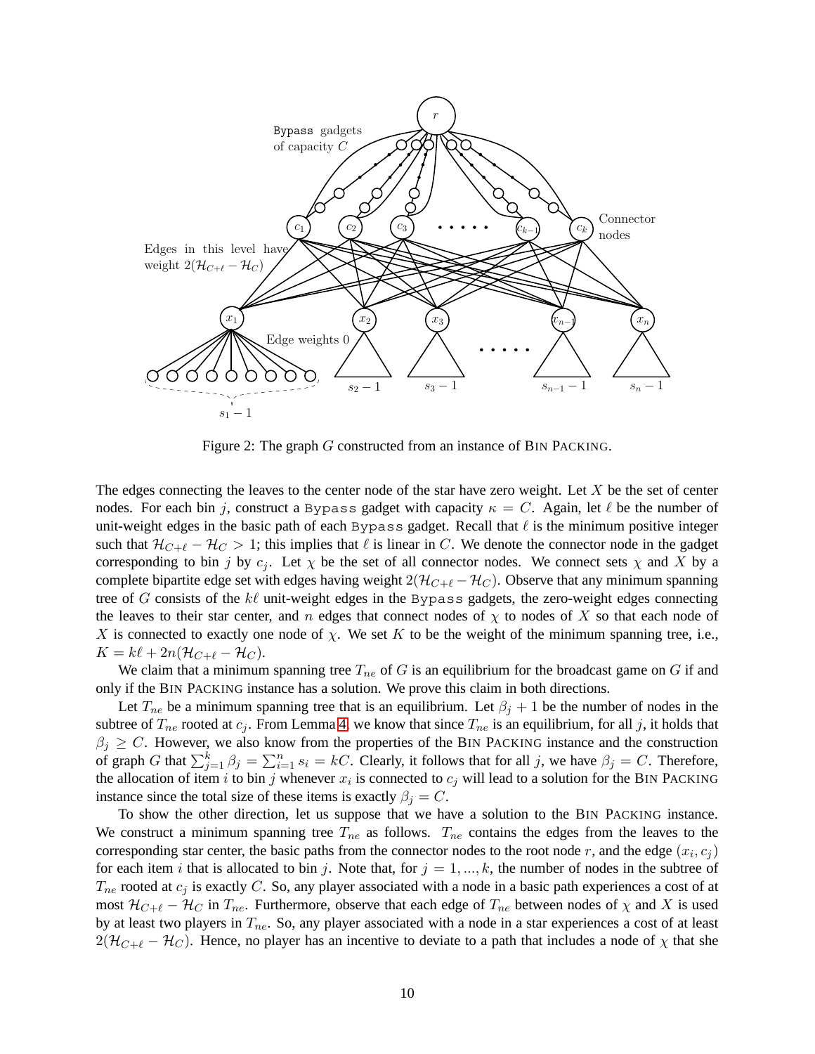Figure 2: The graph $G$ constructed from an instance of BIN PACKING.

The edges connecting the leaves to the center node of the star have zero weight. Let $X$ be the set of center nodes. For each bin $j$, construct a Bypass gadget with capacity $\kappa = C$. Again, let $\ell$ be the number of unit-weight edges in the basic path of each Bypass gadget. Recall that $\ell$ is the minimum positive integer such that $\mathcal{H}_{C+\ell} - \mathcal{H}_C > 1$; this implies that $\ell$ is linear in $C$. We denote the connector node in the gadget corresponding to bin $j$ by $c_j$. Let $\chi$ be the set of all connector nodes. We connect sets $\chi$ and $X$ by a complete bipartite edge set with edges having weight $2(\mathcal{H}_{C+\ell} - \mathcal{H}_C)$. Observe that any minimum spanning tree of $G$ consists of the $k\ell$ unit-weight edges in the Bypass gadgets, the zero-weight edges connecting the leaves to their star center, and $n$ edges that connect nodes of $\chi$ to nodes of $X$ so that each node of $X$ is connected to exactly one node of $\chi$. We set $K$ to be the weight of the minimum spanning tree, i.e., $K = k\ell + 2n(\mathcal{H}_{C+\ell} - \mathcal{H}_C)$.

We claim that a minimum spanning tree $T_{ne}$ of $G$ is an equilibrium for the broadcast game on $G$ if and only if the BIN PACKING instance has a solution. We prove this claim in both directions.

Let $T_{ne}$ be a minimum spanning tree that is an equilibrium. Let $\beta_j + 1$ be the number of nodes in the subtree of $T_{ne}$ rooted at $c_j$. From Lemma 4, we know that since $T_{ne}$ is an equilibrium, for all $j$, it holds that $\beta_j \geq C$. However, we also know from the properties of the BIN PACKING instance and the construction of graph $G$ that $\sum_{j=1}^{k} \beta_j = \sum_{i=1}^{n} s_i = kC$. Clearly, it follows that for all $j$, we have $\beta_j = C$. Therefore, the allocation of item $i$ to bin $j$ whenever $x_i$ is connected to $c_j$ will lead to a solution for the BIN PACKING instance since the total size of these items is exactly $\beta_j = C$.

To show the other direction, let us suppose that we have a solution to the BIN PACKING instance. We construct a minimum spanning tree $T_{ne}$ as follows. $T_{ne}$ contains the edges from the leaves to the corresponding star center, the basic paths from the connector nodes to the root node $r$, and the edge $(x_i, c_j)$ for each item $i$ that is allocated to bin $j$. Note that, for $j = 1, ..., k$, the number of nodes in the subtree of $T_{ne}$ rooted at $c_j$ is exactly $C$. So, any player associated with a node in a basic path experiences a cost of at most $\mathcal{H}_{C+\ell} - \mathcal{H}_C$ in $T_{ne}$. Furthermore, observe that each edge of $T_{ne}$ between nodes of $\chi$ and $X$ is used by at least two players in $T_{ne}$. So, any player associated with a node in a star experiences a cost of at least $2(\mathcal{H}_{C+\ell} - \mathcal{H}_C)$. Hence, no player has an incentive to deviate to a path that includes a node of $\chi$ that she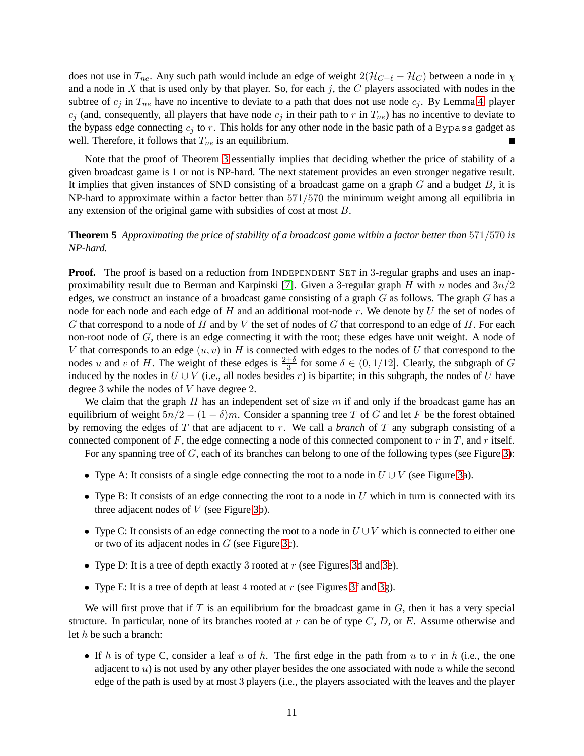does not use in $T_{ne}$. Any such path would include an edge of weight $2(\mathcal{H}_{C+\ell} - \mathcal{H}_C)$ between a node in $\chi$ and a node in $X$ that is used only by that player. So, for each $j$, the $C$ players associated with nodes in the subtree of $c_j$ in $T_{ne}$ have no incentive to deviate to a path that does not use node $c_j$. By Lemma 4, player $c_j$ (and, consequently, all players that have node $c_j$ in their path to $r$ in $T_{ne}$) has no incentive to deviate to the bypass edge connecting $c_j$ to $r$. This holds for any other node in the basic path of a `Bypass` gadget as well. Therefore, it follows that $T_{ne}$ is an equilibrium. ■

Note that the proof of Theorem 3 essentially implies that deciding whether the price of stability of a given broadcast game is 1 or not is NP-hard. The next statement provides an even stronger negative result. It implies that given instances of SND consisting of a broadcast game on a graph $G$ and a budget $B$, it is NP-hard to approximate within a factor better than $571/570$ the minimum weight among all equilibria in any extension of the original game with subsidies of cost at most $B$.

**Theorem 5** *Approximating the price of stability of a broadcast game within a factor better than* $571/570$ *is NP-hard.*

**Proof.** The proof is based on a reduction from INDEPENDENT SET in 3-regular graphs and uses an inapproximability result due to Berman and Karpinski [7]. Given a 3-regular graph $H$ with $n$ nodes and $3n/2$ edges, we construct an instance of a broadcast game consisting of a graph $G$ as follows. The graph $G$ has a node for each node and each edge of $H$ and an additional root-node $r$. We denote by $U$ the set of nodes of $G$ that correspond to a node of $H$ and by $V$ the set of nodes of $G$ that correspond to an edge of $H$. For each non-root node of $G$, there is an edge connecting it with the root; these edges have unit weight. A node of $V$ that corresponds to an edge $(u, v)$ in $H$ is connected with edges to the nodes of $U$ that correspond to the nodes $u$ and $v$ of $H$. The weight of these edges is $\frac{2+\delta}{3}$ for some $\delta \in (0, 1/12]$. Clearly, the subgraph of $G$ induced by the nodes in $U \cup V$ (i.e., all nodes besides $r$) is bipartite; in this subgraph, the nodes of $U$ have degree 3 while the nodes of $V$ have degree 2.

We claim that the graph $H$ has an independent set of size $m$ if and only if the broadcast game has an equilibrium of weight $5n/2 - (1-\delta)m$. Consider a spanning tree $T$ of $G$ and let $F$ be the forest obtained by removing the edges of $T$ that are adjacent to $r$. We call a *branch* of $T$ any subgraph consisting of a connected component of $F$, the edge connecting a node of this connected component to $r$ in $T$, and $r$ itself.

For any spanning tree of $G$, each of its branches can belong to one of the following types (see Figure 3):

- Type A: It consists of a single edge connecting the root to a node in $U \cup V$ (see Figure 3a).
- Type B: It consists of an edge connecting the root to a node in $U$ which in turn is connected with its three adjacent nodes of $V$ (see Figure 3b).
- Type C: It consists of an edge connecting the root to a node in $U \cup V$ which is connected to either one or two of its adjacent nodes in $G$ (see Figure 3c).
- Type D: It is a tree of depth exactly 3 rooted at $r$ (see Figures 3d and 3e).
- Type E: It is a tree of depth at least 4 rooted at $r$ (see Figures 3f and 3g).

We will first prove that if $T$ is an equilibrium for the broadcast game in $G$, then it has a very special structure. In particular, none of its branches rooted at $r$ can be of type $C$, $D$, or $E$. Assume otherwise and let $h$ be such a branch:

- If $h$ is of type C, consider a leaf $u$ of $h$. The first edge in the path from $u$ to $r$ in $h$ (i.e., the one adjacent to $u$) is not used by any other player besides the one associated with node $u$ while the second edge of the path is used by at most 3 players (i.e., the players associated with the leaves and the player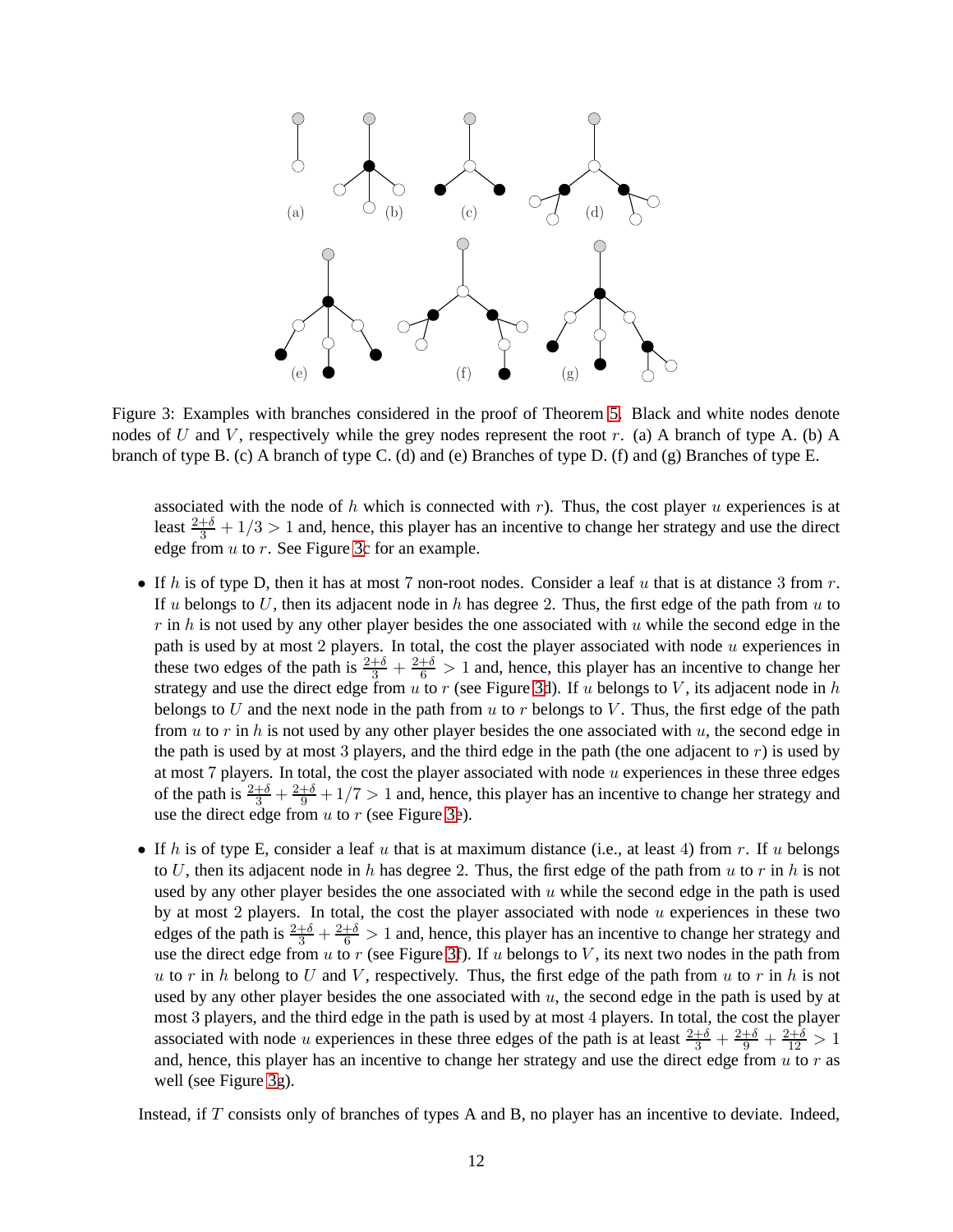Figure 3: Examples with branches considered in the proof of Theorem 5. Black and white nodes denote nodes of $U$ and $V$, respectively while the grey nodes represent the root $r$. (a) A branch of type A. (b) A branch of type B. (c) A branch of type C. (d) and (e) Branches of type D. (f) and (g) Branches of type E.

associated with the node of $h$ which is connected with $r$). Thus, the cost player $u$ experiences is at least $\frac{2+\delta}{3} + 1/3 > 1$ and, hence, this player has an incentive to change her strategy and use the direct edge from $u$ to $r$. See Figure 3c for an example.

- If $h$ is of type D, then it has at most 7 non-root nodes. Consider a leaf $u$ that is at distance 3 from $r$. If $u$ belongs to $U$, then its adjacent node in $h$ has degree 2. Thus, the first edge of the path from $u$ to $r$ in $h$ is not used by any other player besides the one associated with $u$ while the second edge in the path is used by at most 2 players. In total, the cost the player associated with node $u$ experiences in these two edges of the path is $\frac{2+\delta}{3} + \frac{2+\delta}{6} > 1$ and, hence, this player has an incentive to change her strategy and use the direct edge from $u$ to $r$ (see Figure 3d). If $u$ belongs to $V$, its adjacent node in $h$ belongs to $U$ and the next node in the path from $u$ to $r$ belongs to $V$. Thus, the first edge of the path from $u$ to $r$ in $h$ is not used by any other player besides the one associated with $u$, the second edge in the path is used by at most 3 players, and the third edge in the path (the one adjacent to $r$) is used by at most 7 players. In total, the cost the player associated with node $u$ experiences in these three edges of the path is $\frac{2+\delta}{3} + \frac{2+\delta}{9} + 1/7 > 1$ and, hence, this player has an incentive to change her strategy and use the direct edge from $u$ to $r$ (see Figure 3e).

- If $h$ is of type E, consider a leaf $u$ that is at maximum distance (i.e., at least 4) from $r$. If $u$ belongs to $U$, then its adjacent node in $h$ has degree 2. Thus, the first edge of the path from $u$ to $r$ in $h$ is not used by any other player besides the one associated with $u$ while the second edge in the path is used by at most 2 players. In total, the cost the player associated with node $u$ experiences in these two edges of the path is $\frac{2+\delta}{3} + \frac{2+\delta}{6} > 1$ and, hence, this player has an incentive to change her strategy and use the direct edge from $u$ to $r$ (see Figure 3f). If $u$ belongs to $V$, its next two nodes in the path from $u$ to $r$ in $h$ belong to $U$ and $V$, respectively. Thus, the first edge of the path from $u$ to $r$ in $h$ is not used by any other player besides the one associated with $u$, the second edge in the path is used by at most 3 players, and the third edge in the path is used by at most 4 players. In total, the cost the player associated with node $u$ experiences in these three edges of the path is at least $\frac{2+\delta}{3} + \frac{2+\delta}{9} + \frac{2+\delta}{12} > 1$ and, hence, this player has an incentive to change her strategy and use the direct edge from $u$ to $r$ as well (see Figure 3g).

Instead, if $T$ consists only of branches of types A and B, no player has an incentive to deviate. Indeed,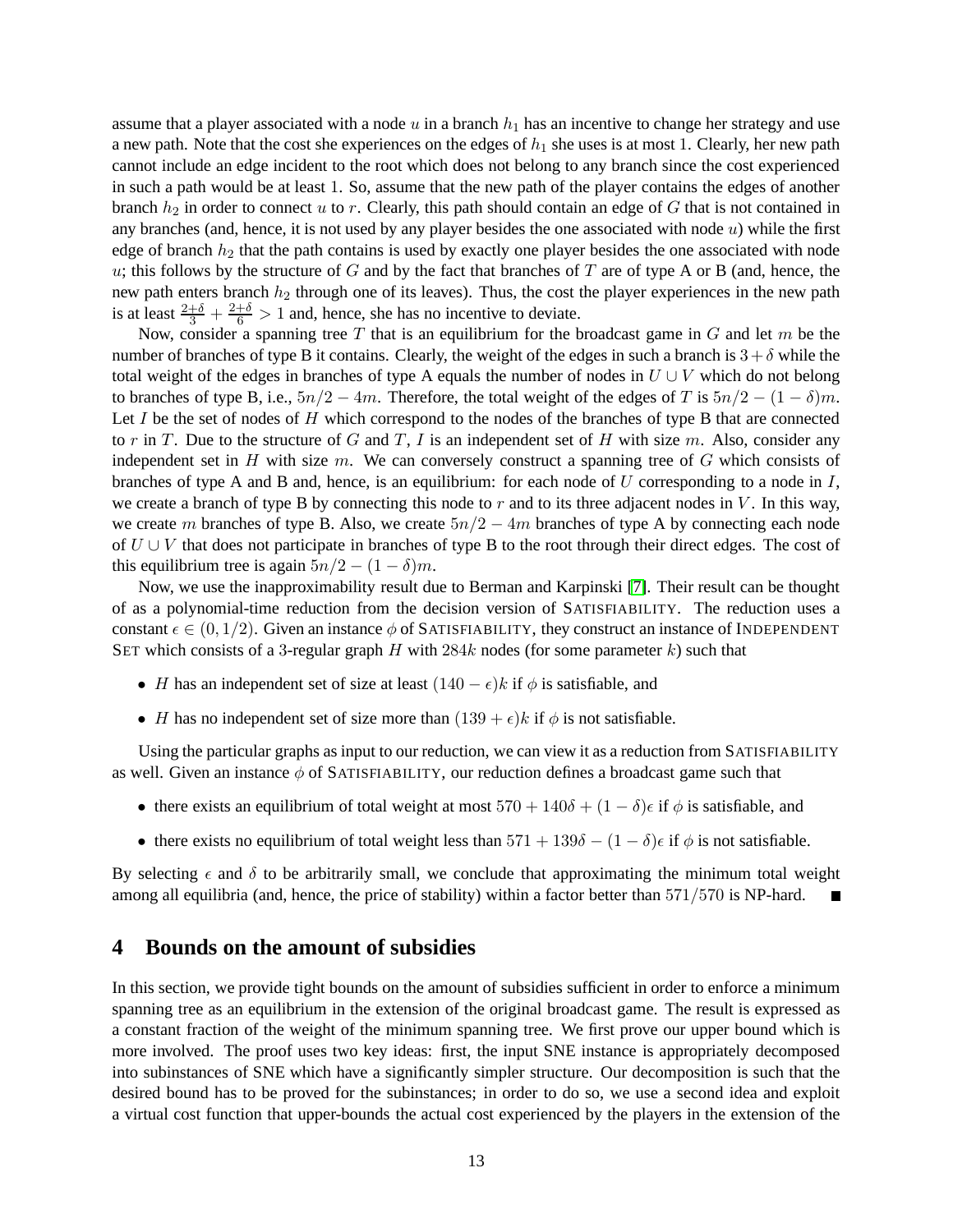assume that a player associated with a node $u$ in a branch $h_1$ has an incentive to change her strategy and use a new path. Note that the cost she experiences on the edges of $h_1$ she uses is at most 1. Clearly, her new path cannot include an edge incident to the root which does not belong to any branch since the cost experienced in such a path would be at least 1. So, assume that the new path of the player contains the edges of another branch $h_2$ in order to connect $u$ to $r$. Clearly, this path should contain an edge of $G$ that is not contained in any branches (and, hence, it is not used by any player besides the one associated with node $u$) while the first edge of branch $h_2$ that the path contains is used by exactly one player besides the one associated with node $u$; this follows by the structure of $G$ and by the fact that branches of $T$ are of type A or B (and, hence, the new path enters branch $h_2$ through one of its leaves). Thus, the cost the player experiences in the new path is at least $\frac{2+\delta}{3} + \frac{2+\delta}{6} > 1$ and, hence, she has no incentive to deviate.

Now, consider a spanning tree $T$ that is an equilibrium for the broadcast game in $G$ and let $m$ be the number of branches of type B it contains. Clearly, the weight of the edges in such a branch is $3+\delta$ while the total weight of the edges in branches of type A equals the number of nodes in $U \cup V$ which do not belong to branches of type B, i.e., $5n/2 - 4m$. Therefore, the total weight of the edges of $T$ is $5n/2 - (1-\delta)m$. Let $I$ be the set of nodes of $H$ which correspond to the nodes of the branches of type B that are connected to $r$ in $T$. Due to the structure of $G$ and $T$, $I$ is an independent set of $H$ with size $m$. Also, consider any independent set in $H$ with size $m$. We can conversely construct a spanning tree of $G$ which consists of branches of type A and B and, hence, is an equilibrium: for each node of $U$ corresponding to a node in $I$, we create a branch of type B by connecting this node to $r$ and to its three adjacent nodes in $V$. In this way, we create $m$ branches of type B. Also, we create $5n/2 - 4m$ branches of type A by connecting each node of $U \cup V$ that does not participate in branches of type B to the root through their direct edges. The cost of this equilibrium tree is again $5n/2 - (1-\delta)m$.

Now, we use the inapproximability result due to Berman and Karpinski [7]. Their result can be thought of as a polynomial-time reduction from the decision version of SATISFIABILITY. The reduction uses a constant $\epsilon \in (0, 1/2)$. Given an instance $\phi$ of SATISFIABILITY, they construct an instance of INDEPENDENT SET which consists of a 3-regular graph $H$ with $284k$ nodes (for some parameter $k$) such that

- $H$ has an independent set of size at least $(140-\epsilon)k$ if $\phi$ is satisfiable, and
- $H$ has no independent set of size more than $(139+\epsilon)k$ if $\phi$ is not satisfiable.

Using the particular graphs as input to our reduction, we can view it as a reduction from SATISFIABILITY as well. Given an instance $\phi$ of SATISFIABILITY, our reduction defines a broadcast game such that

- there exists an equilibrium of total weight at most $570 + 140\delta + (1-\delta)\epsilon$ if $\phi$ is satisfiable, and
- there exists no equilibrium of total weight less than $571 + 139\delta - (1-\delta)\epsilon$ if $\phi$ is not satisfiable.

By selecting $\epsilon$ and $\delta$ to be arbitrarily small, we conclude that approximating the minimum total weight among all equilibria (and, hence, the price of stability) within a factor better than $571/570$ is NP-hard. ∎

## 4 Bounds on the amount of subsidies

In this section, we provide tight bounds on the amount of subsidies sufficient in order to enforce a minimum spanning tree as an equilibrium in the extension of the original broadcast game. The result is expressed as a constant fraction of the weight of the minimum spanning tree. We first prove our upper bound which is more involved. The proof uses two key ideas: first, the input SNE instance is appropriately decomposed into subinstances of SNE which have a significantly simpler structure. Our decomposition is such that the desired bound has to be proved for the subinstances; in order to do so, we use a second idea and exploit a virtual cost function that upper-bounds the actual cost experienced by the players in the extension of the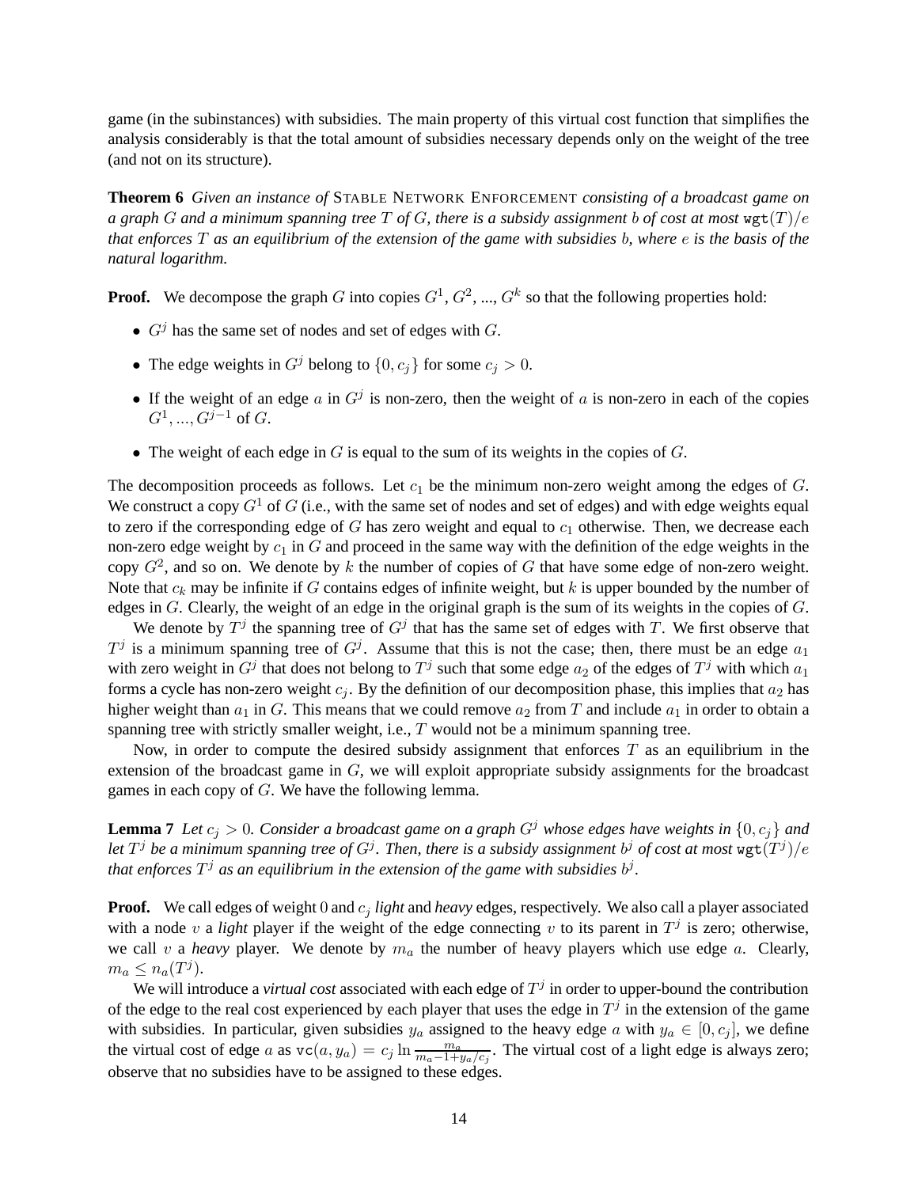game (in the subinstances) with subsidies. The main property of this virtual cost function that simplifies the analysis considerably is that the total amount of subsidies necessary depends only on the weight of the tree (and not on its structure).

**Theorem 6** *Given an instance of* STABLE NETWORK ENFORCEMENT *consisting of a broadcast game on a graph $G$ and a minimum spanning tree $T$ of $G$, there is a subsidy assignment $b$ of cost at most $\texttt{wgt}(T)/e$ that enforces $T$ as an equilibrium of the extension of the game with subsidies $b$, where $e$ is the basis of the natural logarithm.*

**Proof.** We decompose the graph $G$ into copies $G^1$, $G^2$, ..., $G^k$ so that the following properties hold:

- $G^j$ has the same set of nodes and set of edges with $G$.
- The edge weights in $G^j$ belong to $\{0, c_j\}$ for some $c_j > 0$.
- If the weight of an edge $a$ in $G^j$ is non-zero, then the weight of $a$ is non-zero in each of the copies $G^1, ..., G^{j-1}$ of $G$.
- The weight of each edge in $G$ is equal to the sum of its weights in the copies of $G$.

The decomposition proceeds as follows. Let $c_1$ be the minimum non-zero weight among the edges of $G$. We construct a copy $G^1$ of $G$ (i.e., with the same set of nodes and set of edges) and with edge weights equal to zero if the corresponding edge of $G$ has zero weight and equal to $c_1$ otherwise. Then, we decrease each non-zero edge weight by $c_1$ in $G$ and proceed in the same way with the definition of the edge weights in the copy $G^2$, and so on. We denote by $k$ the number of copies of $G$ that have some edge of non-zero weight. Note that $c_k$ may be infinite if $G$ contains edges of infinite weight, but $k$ is upper bounded by the number of edges in $G$. Clearly, the weight of an edge in the original graph is the sum of its weights in the copies of $G$.

We denote by $T^j$ the spanning tree of $G^j$ that has the same set of edges with $T$. We first observe that $T^j$ is a minimum spanning tree of $G^j$. Assume that this is not the case; then, there must be an edge $a_1$ with zero weight in $G^j$ that does not belong to $T^j$ such that some edge $a_2$ of the edges of $T^j$ with which $a_1$ forms a cycle has non-zero weight $c_j$. By the definition of our decomposition phase, this implies that $a_2$ has higher weight than $a_1$ in $G$. This means that we could remove $a_2$ from $T$ and include $a_1$ in order to obtain a spanning tree with strictly smaller weight, i.e., $T$ would not be a minimum spanning tree.

Now, in order to compute the desired subsidy assignment that enforces $T$ as an equilibrium in the extension of the broadcast game in $G$, we will exploit appropriate subsidy assignments for the broadcast games in each copy of $G$. We have the following lemma.

**Lemma 7** *Let $c_j > 0$. Consider a broadcast game on a graph $G^j$ whose edges have weights in $\{0, c_j\}$ and let $T^j$ be a minimum spanning tree of $G^j$. Then, there is a subsidy assignment $b^j$ of cost at most $\texttt{wgt}(T^j)/e$ that enforces $T^j$ as an equilibrium in the extension of the game with subsidies $b^j$.*

**Proof.** We call edges of weight $0$ and $c_j$ *light* and *heavy* edges, respectively. We also call a player associated with a node $v$ a *light* player if the weight of the edge connecting $v$ to its parent in $T^j$ is zero; otherwise, we call $v$ a *heavy* player. We denote by $m_a$ the number of heavy players which use edge $a$. Clearly, $m_a \leq n_a(T^j)$.

We will introduce a *virtual cost* associated with each edge of $T^j$ in order to upper-bound the contribution of the edge to the real cost experienced by each player that uses the edge in $T^j$ in the extension of the game with subsidies. In particular, given subsidies $y_a$ assigned to the heavy edge $a$ with $y_a \in [0, c_j]$, we define the virtual cost of edge $a$ as $\texttt{vc}(a, y_a) = c_j \ln \frac{m_a}{m_a - 1 + y_a/c_j}$. The virtual cost of a light edge is always zero; observe that no subsidies have to be assigned to these edges.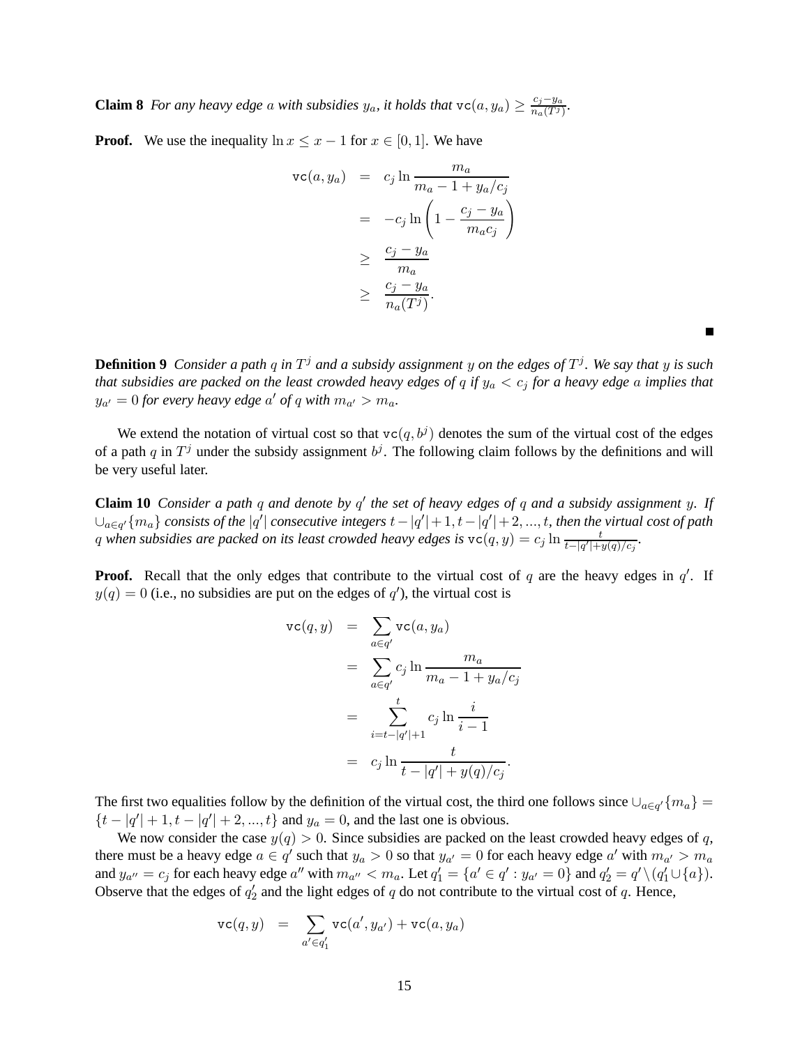**Claim 8** *For any heavy edge $a$ with subsidies $y_a$, it holds that $\texttt{vc}(a, y_a) \geq \frac{c_j - y_a}{n_a(T^j)}$.*

**Proof.** We use the inequality $\ln x \leq x - 1$ for $x \in [0, 1]$. We have

$$
\begin{aligned}
\texttt{vc}(a, y_a) &= c_j \ln \frac{m_a}{m_a - 1 + y_a/c_j} \\
&= -c_j \ln \left(1 - \frac{c_j - y_a}{m_a c_j}\right) \\
&\geq \frac{c_j - y_a}{m_a} \\
&\geq \frac{c_j - y_a}{n_a(T^j)}.
\end{aligned}
$$

■

**Definition 9** *Consider a path $q$ in $T^j$ and a subsidy assignment $y$ on the edges of $T^j$. We say that $y$ is such that subsidies are packed on the least crowded heavy edges of $q$ if $y_a < c_j$ for a heavy edge $a$ implies that $y_{a'} = 0$ for every heavy edge $a'$ of $q$ with $m_{a'} > m_a$.*

We extend the notation of virtual cost so that $\texttt{vc}(q, b^j)$ denotes the sum of the virtual cost of the edges of a path $q$ in $T^j$ under the subsidy assignment $b^j$. The following claim follows by the definitions and will be very useful later.

**Claim 10** *Consider a path $q$ and denote by $q'$ the set of heavy edges of $q$ and a subsidy assignment $y$. If $\cup_{a \in q'} \{m_a\}$ consists of the $|q'|$ consecutive integers $t - |q'| + 1, t - |q'| + 2, ..., t$, then the virtual cost of path $q$ when subsidies are packed on its least crowded heavy edges is $\texttt{vc}(q, y) = c_j \ln \frac{t}{t - |q'| + y(q)/c_j}$.*

**Proof.** Recall that the only edges that contribute to the virtual cost of $q$ are the heavy edges in $q'$. If $y(q) = 0$ (i.e., no subsidies are put on the edges of $q'$), the virtual cost is

$$
\begin{aligned}
\texttt{vc}(q, y) &= \sum_{a \in q'} \texttt{vc}(a, y_a) \\
&= \sum_{a \in q'} c_j \ln \frac{m_a}{m_a - 1 + y_a/c_j} \\
&= \sum_{i = t - |q'| + 1}^{t} c_j \ln \frac{i}{i - 1} \\
&= c_j \ln \frac{t}{t - |q'| + y(q)/c_j}.
\end{aligned}
$$

The first two equalities follow by the definition of the virtual cost, the third one follows since $\cup_{a \in q'} \{m_a\} = \{t - |q'| + 1, t - |q'| + 2, ..., t\}$ and $y_a = 0$, and the last one is obvious.

We now consider the case $y(q) > 0$. Since subsidies are packed on the least crowded heavy edges of $q$, there must be a heavy edge $a \in q'$ such that $y_a > 0$ so that $y_{a'} = 0$ for each heavy edge $a'$ with $m_{a'} > m_a$ and $y_{a''} = c_j$ for each heavy edge $a''$ with $m_{a''} < m_a$. Let $q'_1 = \{a' \in q' : y_{a'} = 0\}$ and $q'_2 = q' \setminus (q'_1 \cup \{a\})$. Observe that the edges of $q'_2$ and the light edges of $q$ do not contribute to the virtual cost of $q$. Hence,

$$
\texttt{vc}(q, y) = \sum_{a' \in q'_1} \texttt{vc}(a', y_{a'}) + \texttt{vc}(a, y_a)
$$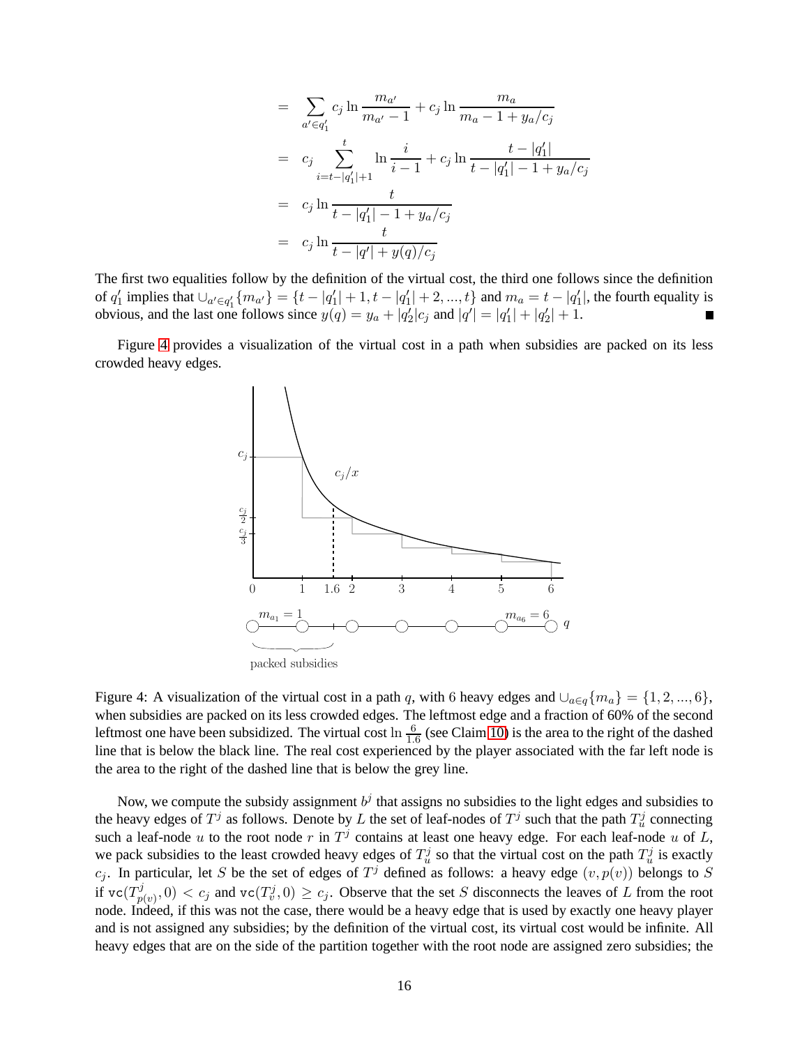$$
\begin{aligned}
&= \sum_{a' \in q_1'} c_j \ln \frac{m_{a'}}{m_{a'} - 1} + c_j \ln \frac{m_a}{m_a - 1 + y_a/c_j} \\
&= c_j \sum_{i=t-|q_1'|+1}^{t} \ln \frac{i}{i-1} + c_j \ln \frac{t - |q_1'|}{t - |q_1'| - 1 + y_a/c_j} \\
&= c_j \ln \frac{t}{t - |q_1'| - 1 + y_a/c_j} \\
&= c_j \ln \frac{t}{t - |q'| + y(q)/c_j}
\end{aligned}
$$

The first two equalities follow by the definition of the virtual cost, the third one follows since the definition of $q_1'$ implies that $\cup_{a' \in q_1'}\{m_{a'}\} = \{t - |q_1'| + 1, t - |q_1'| + 2, ..., t\}$ and $m_a = t - |q_1'|$, the fourth equality is obvious, and the last one follows since $y(q) = y_a + |q_2'|c_j$ and $|q'| = |q_1'| + |q_2'| + 1$. ∎

Figure 4 provides a visualization of the virtual cost in a path when subsidies are packed on its less crowded heavy edges.

Figure 4: A visualization of the virtual cost in a path $q$, with 6 heavy edges and $\cup_{a \in q}\{m_a\} = \{1, 2, ..., 6\}$, when subsidies are packed on its less crowded edges. The leftmost edge and a fraction of 60% of the second leftmost one have been subsidized. The virtual cost $\ln \frac{6}{1.6}$ (see Claim 10) is the area to the right of the dashed line that is below the black line. The real cost experienced by the player associated with the far left node is the area to the right of the dashed line that is below the grey line.

Now, we compute the subsidy assignment $b^j$ that assigns no subsidies to the light edges and subsidies to the heavy edges of $T^j$ as follows. Denote by $L$ the set of leaf-nodes of $T^j$ such that the path $T_u^j$ connecting such a leaf-node $u$ to the root node $r$ in $T^j$ contains at least one heavy edge. For each leaf-node $u$ of $L$, we pack subsidies to the least crowded heavy edges of $T_u^j$ so that the virtual cost on the path $T_u^j$ is exactly $c_j$. In particular, let $S$ be the set of edges of $T^j$ defined as follows: a heavy edge $(v, p(v))$ belongs to $S$ if $\texttt{vc}(T_{p(v)}^j, 0) < c_j$ and $\texttt{vc}(T_v^j, 0) \geq c_j$. Observe that the set $S$ disconnects the leaves of $L$ from the root node. Indeed, if this was not the case, there would be a heavy edge that is used by exactly one heavy player and is not assigned any subsidies; by the definition of the virtual cost, its virtual cost would be infinite. All heavy edges that are on the side of the partition together with the root node are assigned zero subsidies; the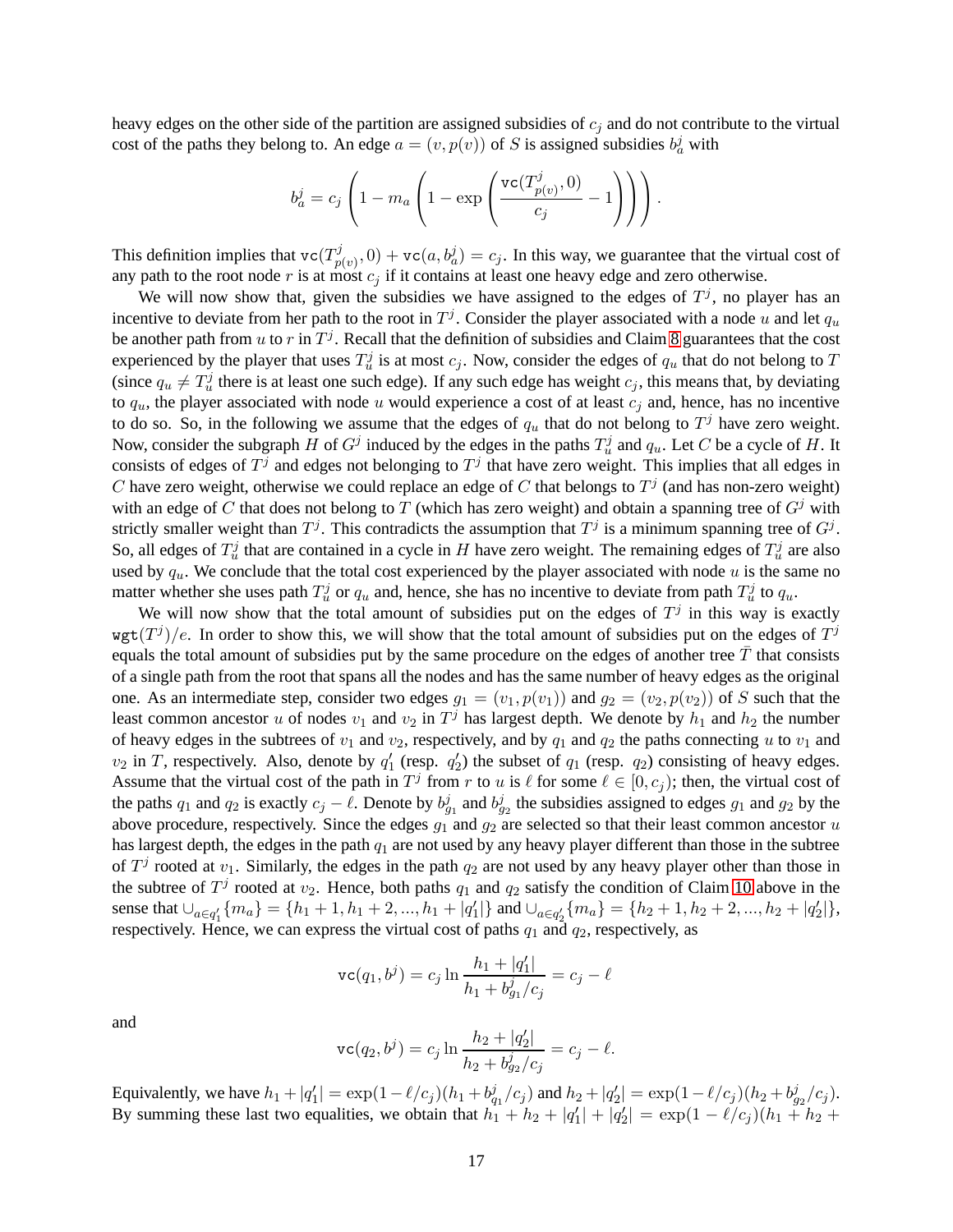heavy edges on the other side of the partition are assigned subsidies of $c_j$ and do not contribute to the virtual cost of the paths they belong to. An edge $a = (v, p(v))$ of $S$ is assigned subsidies $b_a^j$ with

$$b_a^j = c_j \left(1 - m_a \left(1 - \exp\left(\frac{\texttt{vc}(T_{p(v)}^j, 0)}{c_j} - 1\right)\right)\right).$$

This definition implies that $\texttt{vc}(T_{p(v)}^j, 0) + \texttt{vc}(a, b_a^j) = c_j$. In this way, we guarantee that the virtual cost of any path to the root node $r$ is at most $c_j$ if it contains at least one heavy edge and zero otherwise.

We will now show that, given the subsidies we have assigned to the edges of $T^j$, no player has an incentive to deviate from her path to the root in $T^j$. Consider the player associated with a node $u$ and let $q_u$ be another path from $u$ to $r$ in $T^j$. Recall that the definition of subsidies and Claim 8 guarantees that the cost experienced by the player that uses $T_u^j$ is at most $c_j$. Now, consider the edges of $q_u$ that do not belong to $T$ (since $q_u \neq T_u^j$ there is at least one such edge). If any such edge has weight $c_j$, this means that, by deviating to $q_u$, the player associated with node $u$ would experience a cost of at least $c_j$ and, hence, has no incentive to do so. So, in the following we assume that the edges of $q_u$ that do not belong to $T^j$ have zero weight. Now, consider the subgraph $H$ of $G^j$ induced by the edges in the paths $T_u^j$ and $q_u$. Let $C$ be a cycle of $H$. It consists of edges of $T^j$ and edges not belonging to $T^j$ that have zero weight. This implies that all edges in $C$ have zero weight, otherwise we could replace an edge of $C$ that belongs to $T^j$ (and has non-zero weight) with an edge of $C$ that does not belong to $T$ (which has zero weight) and obtain a spanning tree of $G^j$ with strictly smaller weight than $T^j$. This contradicts the assumption that $T^j$ is a minimum spanning tree of $G^j$. So, all edges of $T_u^j$ that are contained in a cycle in $H$ have zero weight. The remaining edges of $T_u^j$ are also used by $q_u$. We conclude that the total cost experienced by the player associated with node $u$ is the same no matter whether she uses path $T_u^j$ or $q_u$ and, hence, she has no incentive to deviate from path $T_u^j$ to $q_u$.

We will now show that the total amount of subsidies put on the edges of $T^j$ in this way is exactly $\texttt{wgt}(T^j)/e$. In order to show this, we will show that the total amount of subsidies put on the edges of $T^j$ equals the total amount of subsidies put by the same procedure on the edges of another tree $\bar{T}$ that consists of a single path from the root that spans all the nodes and has the same number of heavy edges as the original one. As an intermediate step, consider two edges $g_1 = (v_1, p(v_1))$ and $g_2 = (v_2, p(v_2))$ of $S$ such that the least common ancestor $u$ of nodes $v_1$ and $v_2$ in $T^j$ has largest depth. We denote by $h_1$ and $h_2$ the number of heavy edges in the subtrees of $v_1$ and $v_2$, respectively, and by $q_1$ and $q_2$ the paths connecting $u$ to $v_1$ and $v_2$ in $T$, respectively. Also, denote by $q_1'$ (resp. $q_2'$) the subset of $q_1$ (resp. $q_2$) consisting of heavy edges. Assume that the virtual cost of the path in $T^j$ from $r$ to $u$ is $\ell$ for some $\ell \in [0, c_j)$; then, the virtual cost of the paths $q_1$ and $q_2$ is exactly $c_j - \ell$. Denote by $b_{g_1}^j$ and $b_{g_2}^j$ the subsidies assigned to edges $g_1$ and $g_2$ by the above procedure, respectively. Since the edges $g_1$ and $g_2$ are selected so that their least common ancestor $u$ has largest depth, the edges in the path $q_1$ are not used by any heavy player different than those in the subtree of $T^j$ rooted at $v_1$. Similarly, the edges in the path $q_2$ are not used by any heavy player other than those in the subtree of $T^j$ rooted at $v_2$. Hence, both paths $q_1$ and $q_2$ satisfy the condition of Claim 10 above in the sense that $\cup_{a \in q_1'}\{m_a\} = \{h_1+1, h_1+2, ..., h_1+|q_1'|\}$ and $\cup_{a \in q_2'}\{m_a\} = \{h_2+1, h_2+2, ..., h_2+|q_2'|\}$, respectively. Hence, we can express the virtual cost of paths $q_1$ and $q_2$, respectively, as

$$\texttt{vc}(q_1, b^j) = c_j \ln \frac{h_1 + |q_1'|}{h_1 + b_{g_1}^j/c_j} = c_j - \ell$$

and

$$\texttt{vc}(q_2, b^j) = c_j \ln \frac{h_2 + |q_2'|}{h_2 + b_{g_2}^j/c_j} = c_j - \ell.$$

Equivalently, we have $h_1 + |q_1'| = \exp(1 - \ell/c_j)(h_1 + b_{q_1}^j/c_j)$ and $h_2 + |q_2'| = \exp(1 - \ell/c_j)(h_2 + b_{g_2}^j/c_j)$. By summing these last two equalities, we obtain that $h_1 + h_2 + |q_1'| + |q_2'| = \exp(1 - \ell/c_j)(h_1 + h_2 +$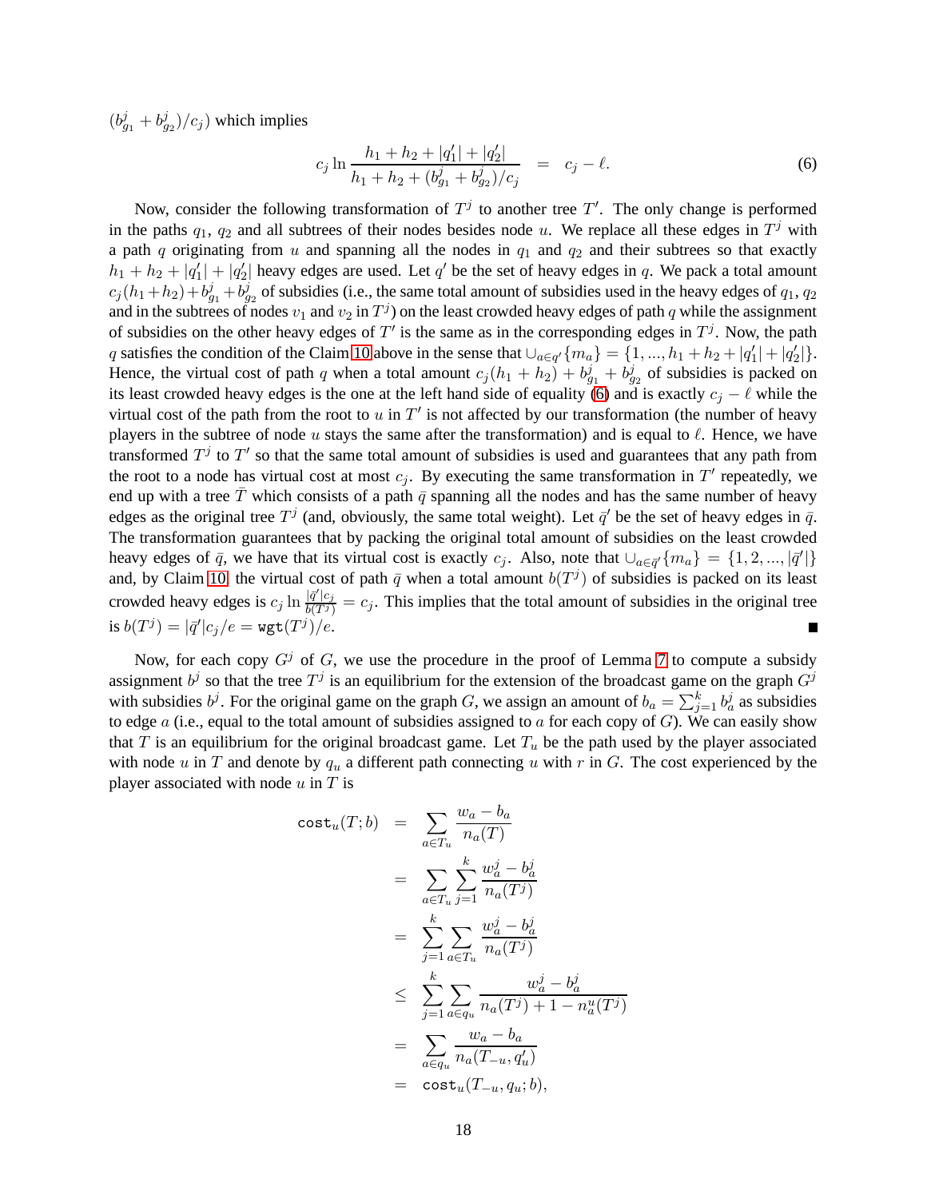$(b^j_{g_1} + b^j_{g_2})/c_j)$ which implies

$$c_j \ln \frac{h_1 + h_2 + |q'_1| + |q'_2|}{h_1 + h_2 + (b^j_{g_1} + b^j_{g_2})/c_j} \quad = \quad c_j - \ell. \tag{6}$$

Now, consider the following transformation of $T^j$ to another tree $T'$. The only change is performed in the paths $q_1$, $q_2$ and all subtrees of their nodes besides node $u$. We replace all these edges in $T^j$ with a path $q$ originating from $u$ and spanning all the nodes in $q_1$ and $q_2$ and their subtrees so that exactly $h_1 + h_2 + |q'_1| + |q'_2|$ heavy edges are used. Let $q'$ be the set of heavy edges in $q$. We pack a total amount $c_j(h_1 + h_2) + b^j_{g_1} + b^j_{g_2}$ of subsidies (i.e., the same total amount of subsidies used in the heavy edges of $q_1$, $q_2$ and in the subtrees of nodes $v_1$ and $v_2$ in $T^j$) on the least crowded heavy edges of path $q$ while the assignment of subsidies on the other heavy edges of $T'$ is the same as in the corresponding edges in $T^j$. Now, the path $q$ satisfies the condition of the Claim 10 above in the sense that $\cup_{a \in q'}\{m_a\} = \{1, ..., h_1 + h_2 + |q'_1| + |q'_2|\}$. Hence, the virtual cost of path $q$ when a total amount $c_j(h_1 + h_2) + b^j_{g_1} + b^j_{g_2}$ of subsidies is packed on its least crowded heavy edges is the one at the left hand side of equality (6) and is exactly $c_j - \ell$ while the virtual cost of the path from the root to $u$ in $T'$ is not affected by our transformation (the number of heavy players in the subtree of node $u$ stays the same after the transformation) and is equal to $\ell$. Hence, we have transformed $T^j$ to $T'$ so that the same total amount of subsidies is used and guarantees that any path from the root to a node has virtual cost at most $c_j$. By executing the same transformation in $T'$ repeatedly, we end up with a tree $\bar{T}$ which consists of a path $\bar{q}$ spanning all the nodes and has the same number of heavy edges as the original tree $T^j$ (and, obviously, the same total weight). Let $\bar{q}'$ be the set of heavy edges in $\bar{q}$. The transformation guarantees that by packing the original total amount of subsidies on the least crowded heavy edges of $\bar{q}$, we have that its virtual cost is exactly $c_j$. Also, note that $\cup_{a \in \bar{q}'}\{m_a\} = \{1, 2, ..., |\bar{q}'|\}$ and, by Claim 10, the virtual cost of path $\bar{q}$ when a total amount $b(T^j)$ of subsidies is packed on its least crowded heavy edges is $c_j \ln \frac{|\bar{q}'|c_j}{b(T^j)} = c_j$. This implies that the total amount of subsidies in the original tree is $b(T^j) = |\bar{q}'|c_j/e = \texttt{wgt}(T^j)/e$. ∎

Now, for each copy $G^j$ of $G$, we use the procedure in the proof of Lemma 7 to compute a subsidy assignment $b^j$ so that the tree $T^j$ is an equilibrium for the extension of the broadcast game on the graph $G^j$ with subsidies $b^j$. For the original game on the graph $G$, we assign an amount of $b_a = \sum_{j=1}^{k} b^j_a$ as subsidies to edge $a$ (i.e., equal to the total amount of subsidies assigned to $a$ for each copy of $G$). We can easily show that $T$ is an equilibrium for the original broadcast game. Let $T_u$ be the path used by the player associated with node $u$ in $T$ and denote by $q_u$ a different path connecting $u$ with $r$ in $G$. The cost experienced by the player associated with node $u$ in $T$ is

$$\begin{aligned}
\texttt{cost}_u(T; b) &= \sum_{a \in T_u} \frac{w_a - b_a}{n_a(T)} \\
&= \sum_{a \in T_u} \sum_{j=1}^{k} \frac{w^j_a - b^j_a}{n_a(T^j)} \\
&= \sum_{j=1}^{k} \sum_{a \in T_u} \frac{w^j_a - b^j_a}{n_a(T^j)} \\
&\leq \sum_{j=1}^{k} \sum_{a \in q_u} \frac{w^j_a - b^j_a}{n_a(T^j) + 1 - n^u_a(T^j)} \\
&= \sum_{a \in q_u} \frac{w_a - b_a}{n_a(T_{-u}, q'_u)} \\
&= \texttt{cost}_u(T_{-u}, q_u; b),
\end{aligned}$$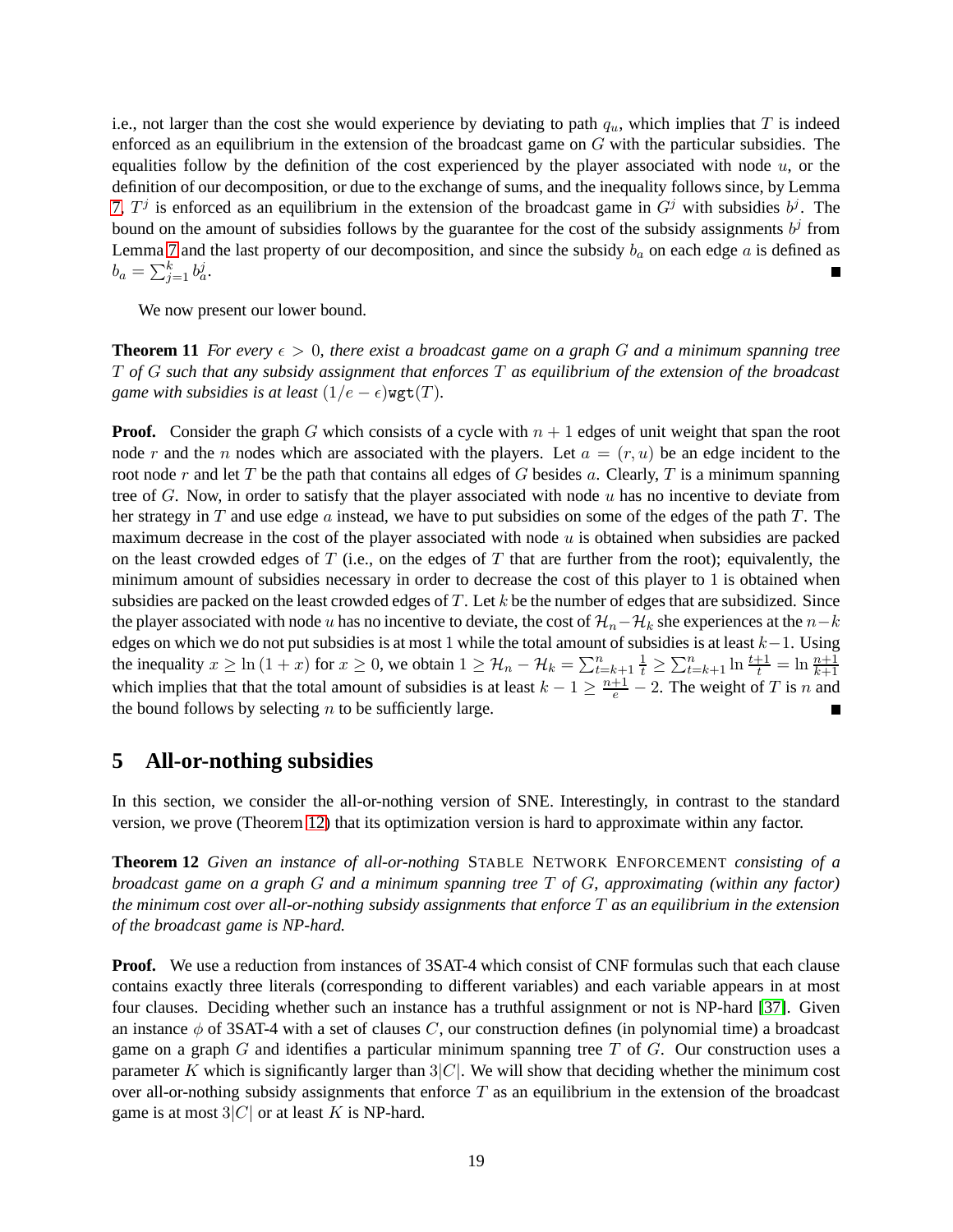i.e., not larger than the cost she would experience by deviating to path $q_u$, which implies that $T$ is indeed enforced as an equilibrium in the extension of the broadcast game on $G$ with the particular subsidies. The equalities follow by the definition of the cost experienced by the player associated with node $u$, or the definition of our decomposition, or due to the exchange of sums, and the inequality follows since, by Lemma 7, $T^j$ is enforced as an equilibrium in the extension of the broadcast game in $G^j$ with subsidies $b^j$. The bound on the amount of subsidies follows by the guarantee for the cost of the subsidy assignments $b^j$ from Lemma 7 and the last property of our decomposition, and since the subsidy $b_a$ on each edge $a$ is defined as $b_a = \sum_{j=1}^{k} b_a^j$. ■

We now present our lower bound.

**Theorem 11** *For every $\epsilon > 0$, there exist a broadcast game on a graph $G$ and a minimum spanning tree $T$ of $G$ such that any subsidy assignment that enforces $T$ as equilibrium of the extension of the broadcast game with subsidies is at least $(1/e - \epsilon)\texttt{wgt}(T)$.*

**Proof.** Consider the graph $G$ which consists of a cycle with $n+1$ edges of unit weight that span the root node $r$ and the $n$ nodes which are associated with the players. Let $a = (r, u)$ be an edge incident to the root node $r$ and let $T$ be the path that contains all edges of $G$ besides $a$. Clearly, $T$ is a minimum spanning tree of $G$. Now, in order to satisfy that the player associated with node $u$ has no incentive to deviate from her strategy in $T$ and use edge $a$ instead, we have to put subsidies on some of the edges of the path $T$. The maximum decrease in the cost of the player associated with node $u$ is obtained when subsidies are packed on the least crowded edges of $T$ (i.e., on the edges of $T$ that are further from the root); equivalently, the minimum amount of subsidies necessary in order to decrease the cost of this player to 1 is obtained when subsidies are packed on the least crowded edges of $T$. Let $k$ be the number of edges that are subsidized. Since the player associated with node $u$ has no incentive to deviate, the cost of $\mathcal{H}_n - \mathcal{H}_k$ she experiences at the $n-k$ edges on which we do not put subsidies is at most 1 while the total amount of subsidies is at least $k-1$. Using the inequality $x \geq \ln(1+x)$ for $x \geq 0$, we obtain $1 \geq \mathcal{H}_n - \mathcal{H}_k = \sum_{t=k+1}^{n} \frac{1}{t} \geq \sum_{t=k+1}^{n} \ln \frac{t+1}{t} = \ln \frac{n+1}{k+1}$ which implies that that the total amount of subsidies is at least $k - 1 \geq \frac{n+1}{e} - 2$. The weight of $T$ is $n$ and the bound follows by selecting $n$ to be sufficiently large. ■

## 5 All-or-nothing subsidies

In this section, we consider the all-or-nothing version of SNE. Interestingly, in contrast to the standard version, we prove (Theorem 12) that its optimization version is hard to approximate within any factor.

**Theorem 12** *Given an instance of all-or-nothing* Stable Network Enforcement *consisting of a broadcast game on a graph $G$ and a minimum spanning tree $T$ of $G$, approximating (within any factor) the minimum cost over all-or-nothing subsidy assignments that enforce $T$ as an equilibrium in the extension of the broadcast game is NP-hard.*

**Proof.** We use a reduction from instances of 3SAT-4 which consist of CNF formulas such that each clause contains exactly three literals (corresponding to different variables) and each variable appears in at most four clauses. Deciding whether such an instance has a truthful assignment or not is NP-hard [37]. Given an instance $\phi$ of 3SAT-4 with a set of clauses $C$, our construction defines (in polynomial time) a broadcast game on a graph $G$ and identifies a particular minimum spanning tree $T$ of $G$. Our construction uses a parameter $K$ which is significantly larger than $3|C|$. We will show that deciding whether the minimum cost over all-or-nothing subsidy assignments that enforce $T$ as an equilibrium in the extension of the broadcast game is at most $3|C|$ or at least $K$ is NP-hard.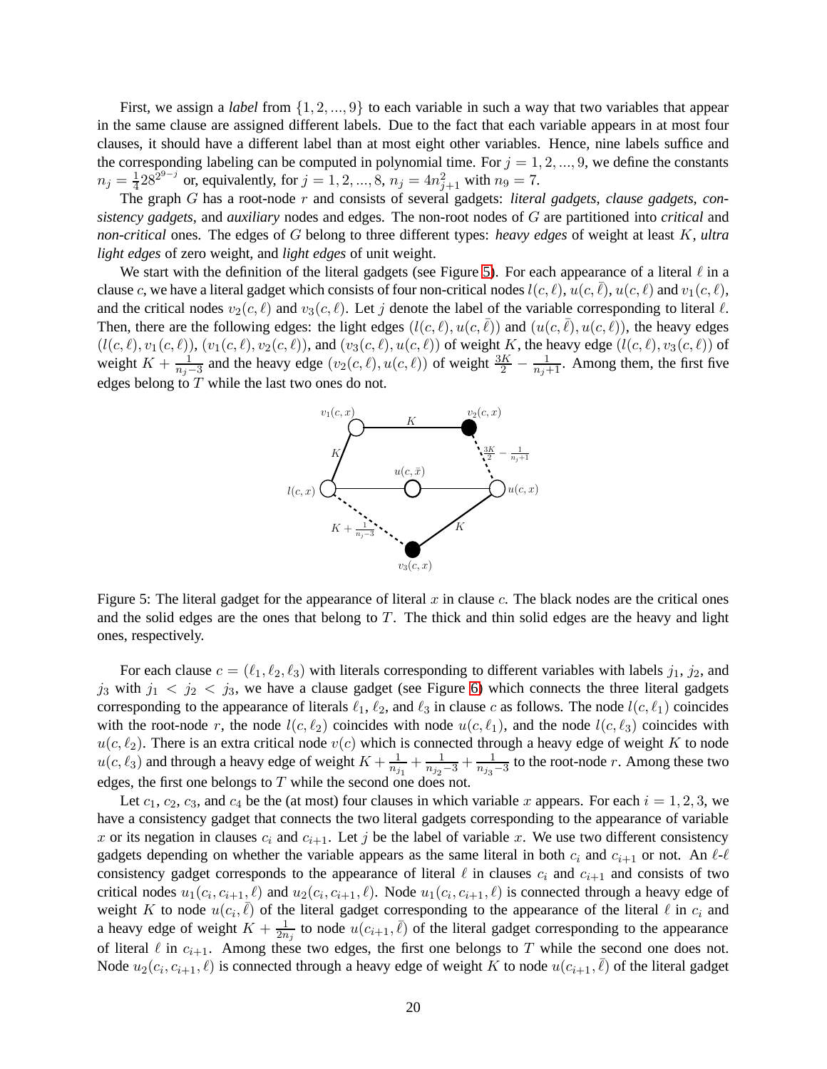First, we assign a *label* from $\{1, 2, ..., 9\}$ to each variable in such a way that two variables that appear in the same clause are assigned different labels. Due to the fact that each variable appears in at most four clauses, it should have a different label than at most eight other variables. Hence, nine labels suffice and the corresponding labeling can be computed in polynomial time. For $j = 1, 2, ..., 9$, we define the constants $n_j = \frac{1}{4}28^{2^{9-j}}$ or, equivalently, for $j = 1, 2, ..., 8$, $n_j = 4n_{j+1}^2$ with $n_9 = 7$.

The graph $G$ has a root-node $r$ and consists of several gadgets: *literal gadgets*, *clause gadgets*, *consistency gadgets*, and *auxiliary* nodes and edges. The non-root nodes of $G$ are partitioned into *critical* and *non-critical* ones. The edges of $G$ belong to three different types: *heavy edges* of weight at least $K$, *ultra light edges* of zero weight, and *light edges* of unit weight.

We start with the definition of the literal gadgets (see Figure 5). For each appearance of a literal $\ell$ in a clause $c$, we have a literal gadget which consists of four non-critical nodes $l(c, \ell)$, $u(c, \bar{\ell})$, $u(c, \ell)$ and $v_1(c, \ell)$, and the critical nodes $v_2(c, \ell)$ and $v_3(c, \ell)$. Let $j$ denote the label of the variable corresponding to literal $\ell$. Then, there are the following edges: the light edges $(l(c, \ell), u(c, \bar{\ell}))$ and $(u(c, \bar{\ell}), u(c, \ell))$, the heavy edges $(l(c, \ell), v_1(c, \ell))$, $(v_1(c, \ell), v_2(c, \ell))$, and $(v_3(c, \ell), u(c, \ell))$ of weight $K$, the heavy edge $(l(c, \ell), v_3(c, \ell))$ of weight $K + \frac{1}{n_j - 3}$ and the heavy edge $(v_2(c, \ell), u(c, \ell))$ of weight $\frac{3K}{2} - \frac{1}{n_j+1}$. Among them, the first five edges belong to $T$ while the last two ones do not.

Figure 5: The literal gadget for the appearance of literal $x$ in clause $c$. The black nodes are the critical ones and the solid edges are the ones that belong to $T$. The thick and thin solid edges are the heavy and light ones, respectively.

For each clause $c = (\ell_1, \ell_2, \ell_3)$ with literals corresponding to different variables with labels $j_1$, $j_2$, and $j_3$ with $j_1 < j_2 < j_3$, we have a clause gadget (see Figure 6) which connects the three literal gadgets corresponding to the appearance of literals $\ell_1$, $\ell_2$, and $\ell_3$ in clause $c$ as follows. The node $l(c, \ell_1)$ coincides with the root-node $r$, the node $l(c, \ell_2)$ coincides with node $u(c, \ell_1)$, and the node $l(c, \ell_3)$ coincides with $u(c, \ell_2)$. There is an extra critical node $v(c)$ which is connected through a heavy edge of weight $K$ to node $u(c, \ell_3)$ and through a heavy edge of weight $K + \frac{1}{n_{j_1}} + \frac{1}{n_{j_2}-3} + \frac{1}{n_{j_3}-3}$ to the root-node $r$. Among these two edges, the first one belongs to $T$ while the second one does not.

Let $c_1$, $c_2$, $c_3$, and $c_4$ be the (at most) four clauses in which variable $x$ appears. For each $i = 1, 2, 3$, we have a consistency gadget that connects the two literal gadgets corresponding to the appearance of variable $x$ or its negation in clauses $c_i$ and $c_{i+1}$. Let $j$ be the label of variable $x$. We use two different consistency gadgets depending on whether the variable appears as the same literal in both $c_i$ and $c_{i+1}$ or not. An $\ell$-$\ell$ consistency gadget corresponds to the appearance of literal $\ell$ in clauses $c_i$ and $c_{i+1}$ and consists of two critical nodes $u_1(c_i, c_{i+1}, \ell)$ and $u_2(c_i, c_{i+1}, \ell)$. Node $u_1(c_i, c_{i+1}, \ell)$ is connected through a heavy edge of weight $K$ to node $u(c_i, \bar{\ell})$ of the literal gadget corresponding to the appearance of the literal $\ell$ in $c_i$ and a heavy edge of weight $K + \frac{1}{2n_j}$ to node $u(c_{i+1}, \bar{\ell})$ of the literal gadget corresponding to the appearance of literal $\ell$ in $c_{i+1}$. Among these two edges, the first one belongs to $T$ while the second one does not. Node $u_2(c_i, c_{i+1}, \ell)$ is connected through a heavy edge of weight $K$ to node $u(c_{i+1}, \bar{\ell})$ of the literal gadget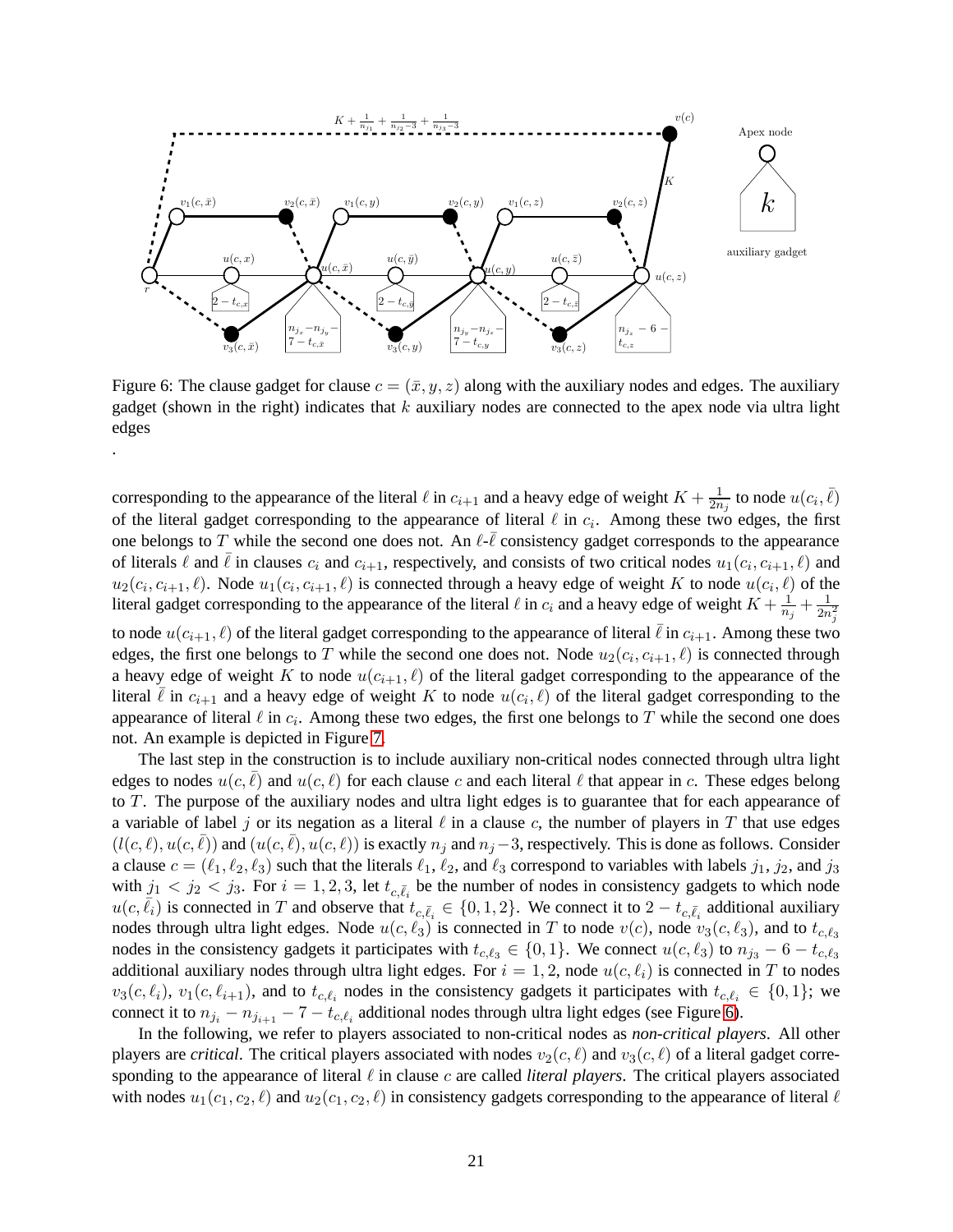Figure 6: The clause gadget for clause $c = (\bar{x}, y, z)$ along with the auxiliary nodes and edges. The auxiliary gadget (shown in the right) indicates that $k$ auxiliary nodes are connected to the apex node via ultra light edges

.

corresponding to the appearance of the literal $\ell$ in $c_{i+1}$ and a heavy edge of weight $K + \frac{1}{2n_j}$ to node $u(c_i, \bar{\ell})$ of the literal gadget corresponding to the appearance of literal $\ell$ in $c_i$. Among these two edges, the first one belongs to $T$ while the second one does not. An $\ell$-$\bar{\ell}$ consistency gadget corresponds to the appearance of literals $\ell$ and $\bar{\ell}$ in clauses $c_i$ and $c_{i+1}$, respectively, and consists of two critical nodes $u_1(c_i, c_{i+1}, \ell)$ and $u_2(c_i, c_{i+1}, \ell)$. Node $u_1(c_i, c_{i+1}, \ell)$ is connected through a heavy edge of weight $K$ to node $u(c_i, \ell)$ of the literal gadget corresponding to the appearance of the literal $\ell$ in $c_i$ and a heavy edge of weight $K + \frac{1}{n_j} + \frac{1}{2n_j^2}$ to node $u(c_{i+1}, \ell)$ of the literal gadget corresponding to the appearance of literal $\bar{\ell}$ in $c_{i+1}$. Among these two edges, the first one belongs to $T$ while the second one does not. Node $u_2(c_i, c_{i+1}, \ell)$ is connected through a heavy edge of weight $K$ to node $u(c_{i+1}, \ell)$ of the literal gadget corresponding to the appearance of the literal $\bar{\ell}$ in $c_{i+1}$ and a heavy edge of weight $K$ to node $u(c_i, \ell)$ of the literal gadget corresponding to the appearance of literal $\ell$ in $c_i$. Among these two edges, the first one belongs to $T$ while the second one does not. An example is depicted in Figure 7.

The last step in the construction is to include auxiliary non-critical nodes connected through ultra light edges to nodes $u(c, \bar{\ell})$ and $u(c, \ell)$ for each clause $c$ and each literal $\ell$ that appear in $c$. These edges belong to $T$. The purpose of the auxiliary nodes and ultra light edges is to guarantee that for each appearance of a variable of label $j$ or its negation as a literal $\ell$ in a clause $c$, the number of players in $T$ that use edges $(l(c, \ell), u(c, \bar{\ell}))$ and $(u(c, \bar{\ell}), u(c, \ell))$ is exactly $n_j$ and $n_j - 3$, respectively. This is done as follows. Consider a clause $c = (\ell_1, \ell_2, \ell_3)$ such that the literals $\ell_1$, $\ell_2$, and $\ell_3$ correspond to variables with labels $j_1$, $j_2$, and $j_3$ with $j_1 < j_2 < j_3$. For $i = 1, 2, 3$, let $t_{c,\bar{\ell}_i}$ be the number of nodes in consistency gadgets to which node $u(c, \bar{\ell}_i)$ is connected in $T$ and observe that $t_{c,\bar{\ell}_i} \in \{0, 1, 2\}$. We connect it to $2 - t_{c,\bar{\ell}_i}$ additional auxiliary nodes through ultra light edges. Node $u(c, \ell_3)$ is connected in $T$ to node $v(c)$, node $v_3(c, \ell_3)$, and to $t_{c,\ell_3}$ nodes in the consistency gadgets it participates with $t_{c,\ell_3} \in \{0, 1\}$. We connect $u(c, \ell_3)$ to $n_{j_3} - 6 - t_{c,\ell_3}$ additional auxiliary nodes through ultra light edges. For $i = 1, 2$, node $u(c, \ell_i)$ is connected in $T$ to nodes $v_3(c, \ell_i)$, $v_1(c, \ell_{i+1})$, and to $t_{c,\ell_i}$ nodes in the consistency gadgets it participates with $t_{c,\ell_i} \in \{0, 1\}$; we connect it to $n_{j_i} - n_{j_{i+1}} - 7 - t_{c,\ell_i}$ additional nodes through ultra light edges (see Figure 6).

In the following, we refer to players associated to non-critical nodes as *non-critical players*. All other players are *critical*. The critical players associated with nodes $v_2(c, \ell)$ and $v_3(c, \ell)$ of a literal gadget corresponding to the appearance of literal $\ell$ in clause $c$ are called *literal players*. The critical players associated with nodes $u_1(c_1, c_2, \ell)$ and $u_2(c_1, c_2, \ell)$ in consistency gadgets corresponding to the appearance of literal $\ell$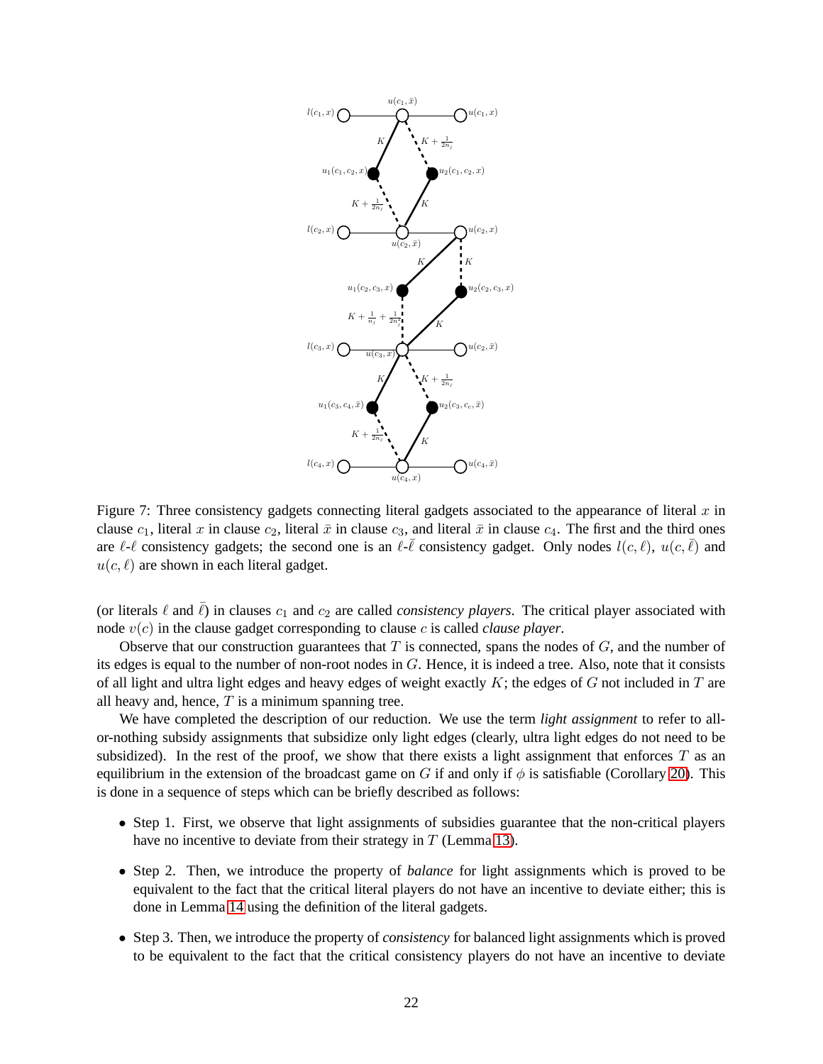Figure 7: Three consistency gadgets connecting literal gadgets associated to the appearance of literal $x$ in clause $c_1$, literal $x$ in clause $c_2$, literal $\bar{x}$ in clause $c_3$, and literal $\bar{x}$ in clause $c_4$. The first and the third ones are $\ell$-$\ell$ consistency gadgets; the second one is an $\ell$-$\bar{\ell}$ consistency gadget. Only nodes $l(c, \ell)$, $u(c, \bar{\ell})$ and $u(c, \ell)$ are shown in each literal gadget.

(or literals $\ell$ and $\bar{\ell}$) in clauses $c_1$ and $c_2$ are called *consistency players*. The critical player associated with node $v(c)$ in the clause gadget corresponding to clause $c$ is called *clause player*.

Observe that our construction guarantees that $T$ is connected, spans the nodes of $G$, and the number of its edges is equal to the number of non-root nodes in $G$. Hence, it is indeed a tree. Also, note that it consists of all light and ultra light edges and heavy edges of weight exactly $K$; the edges of $G$ not included in $T$ are all heavy and, hence, $T$ is a minimum spanning tree.

We have completed the description of our reduction. We use the term *light assignment* to refer to all-or-nothing subsidy assignments that subsidize only light edges (clearly, ultra light edges do not need to be subsidized). In the rest of the proof, we show that there exists a light assignment that enforces $T$ as an equilibrium in the extension of the broadcast game on $G$ if and only if $\phi$ is satisfiable (Corollary 20). This is done in a sequence of steps which can be briefly described as follows:

- Step 1. First, we observe that light assignments of subsidies guarantee that the non-critical players have no incentive to deviate from their strategy in $T$ (Lemma 13).
- Step 2. Then, we introduce the property of *balance* for light assignments which is proved to be equivalent to the fact that the critical literal players do not have an incentive to deviate either; this is done in Lemma 14 using the definition of the literal gadgets.
- Step 3. Then, we introduce the property of *consistency* for balanced light assignments which is proved to be equivalent to the fact that the critical consistency players do not have an incentive to deviate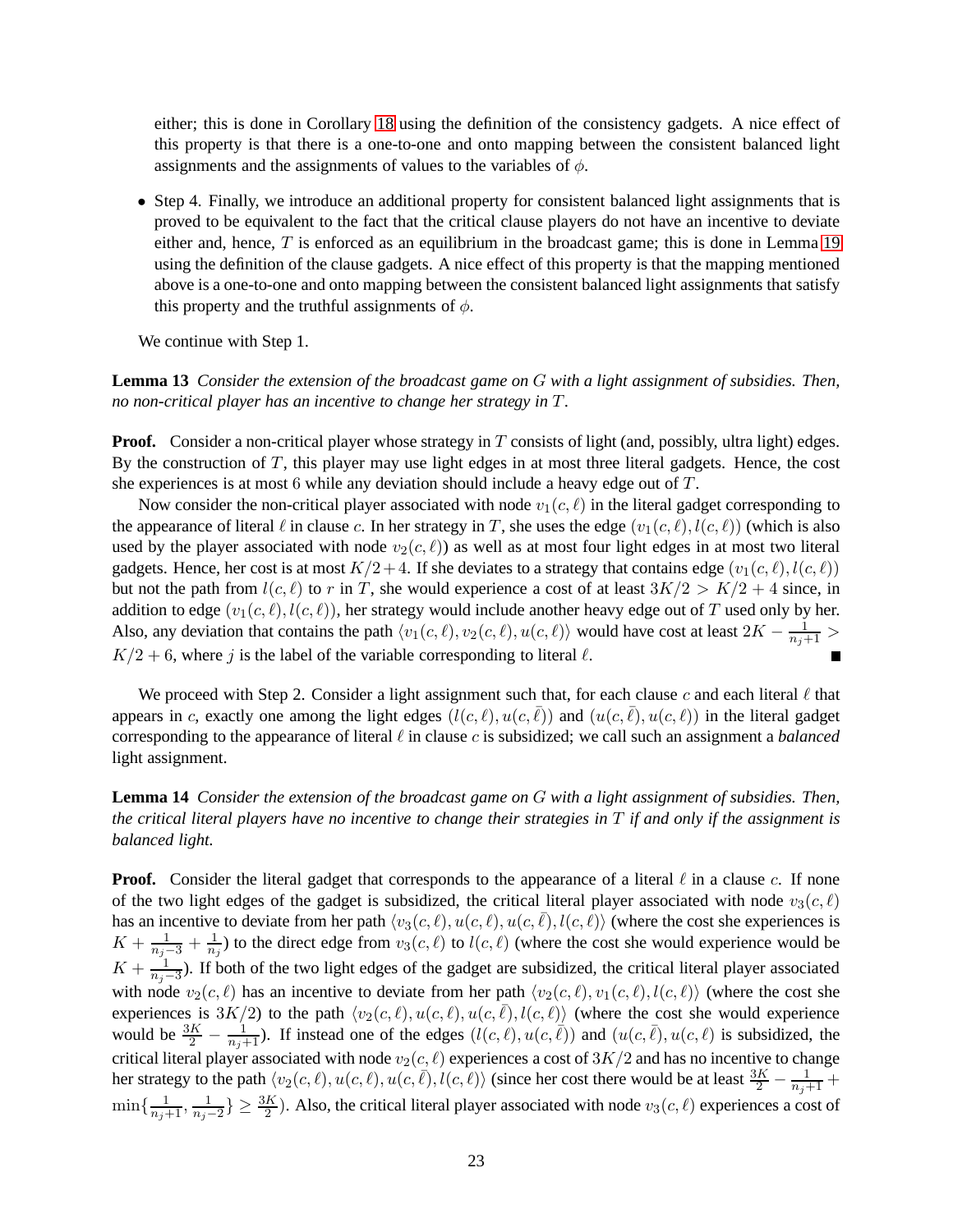either; this is done in Corollary 18 using the definition of the consistency gadgets. A nice effect of this property is that there is a one-to-one and onto mapping between the consistent balanced light assignments and the assignments of values to the variables of $\phi$.

- Step 4. Finally, we introduce an additional property for consistent balanced light assignments that is proved to be equivalent to the fact that the critical clause players do not have an incentive to deviate either and, hence, $T$ is enforced as an equilibrium in the broadcast game; this is done in Lemma 19 using the definition of the clause gadgets. A nice effect of this property is that the mapping mentioned above is a one-to-one and onto mapping between the consistent balanced light assignments that satisfy this property and the truthful assignments of $\phi$.

We continue with Step 1.

**Lemma 13** *Consider the extension of the broadcast game on $G$ with a light assignment of subsidies. Then, no non-critical player has an incentive to change her strategy in $T$.*

**Proof.** Consider a non-critical player whose strategy in $T$ consists of light (and, possibly, ultra light) edges. By the construction of $T$, this player may use light edges in at most three literal gadgets. Hence, the cost she experiences is at most 6 while any deviation should include a heavy edge out of $T$.

Now consider the non-critical player associated with node $v_1(c,\ell)$ in the literal gadget corresponding to the appearance of literal $\ell$ in clause $c$. In her strategy in $T$, she uses the edge $(v_1(c,\ell), l(c,\ell))$ (which is also used by the player associated with node $v_2(c,\ell)$) as well as at most four light edges in at most two literal gadgets. Hence, her cost is at most $K/2+4$. If she deviates to a strategy that contains edge $(v_1(c,\ell), l(c,\ell))$ but not the path from $l(c,\ell)$ to $r$ in $T$, she would experience a cost of at least $3K/2 > K/2+4$ since, in addition to edge $(v_1(c,\ell), l(c,\ell))$, her strategy would include another heavy edge out of $T$ used only by her. Also, any deviation that contains the path $\langle v_1(c,\ell), v_2(c,\ell), u(c,\ell)\rangle$ would have cost at least $2K - \frac{1}{n_j+1} > K/2+6$, where $j$ is the label of the variable corresponding to literal $\ell$. ∎

We proceed with Step 2. Consider a light assignment such that, for each clause $c$ and each literal $\ell$ that appears in $c$, exactly one among the light edges $(l(c,\ell), u(c,\bar{\ell}))$ and $(u(c,\bar{\ell}), u(c,\ell))$ in the literal gadget corresponding to the appearance of literal $\ell$ in clause $c$ is subsidized; we call such an assignment a *balanced* light assignment.

**Lemma 14** *Consider the extension of the broadcast game on $G$ with a light assignment of subsidies. Then, the critical literal players have no incentive to change their strategies in $T$ if and only if the assignment is balanced light.*

**Proof.** Consider the literal gadget that corresponds to the appearance of a literal $\ell$ in a clause $c$. If none of the two light edges of the gadget is subsidized, the critical literal player associated with node $v_3(c,\ell)$ has an incentive to deviate from her path $\langle v_3(c,\ell), u(c,\ell), u(c,\bar{\ell}), l(c,\ell)\rangle$ (where the cost she experiences is $K + \frac{1}{n_j-3} + \frac{1}{n_j}$) to the direct edge from $v_3(c,\ell)$ to $l(c,\ell)$ (where the cost she would experience would be $K + \frac{1}{n_j-3}$). If both of the two light edges of the gadget are subsidized, the critical literal player associated with node $v_2(c,\ell)$ has an incentive to deviate from her path $\langle v_2(c,\ell), v_1(c,\ell), l(c,\ell)\rangle$ (where the cost she experiences is $3K/2$) to the path $\langle v_2(c,\ell), u(c,\ell), u(c,\bar{\ell}), l(c,\ell)\rangle$ (where the cost she would experience would be $\frac{3K}{2} - \frac{1}{n_j+1}$). If instead one of the edges $(l(c,\ell), u(c,\bar{\ell}))$ and $(u(c,\bar{\ell}), u(c,\ell)$ is subsidized, the critical literal player associated with node $v_2(c,\ell)$ experiences a cost of $3K/2$ and has no incentive to change her strategy to the path $\langle v_2(c,\ell), u(c,\ell), u(c,\bar{\ell}), l(c,\ell)\rangle$ (since her cost there would be at least $\frac{3K}{2} - \frac{1}{n_j+1} + \min\{\frac{1}{n_j+1}, \frac{1}{n_j-2}\} \geq \frac{3K}{2}$). Also, the critical literal player associated with node $v_3(c,\ell)$ experiences a cost of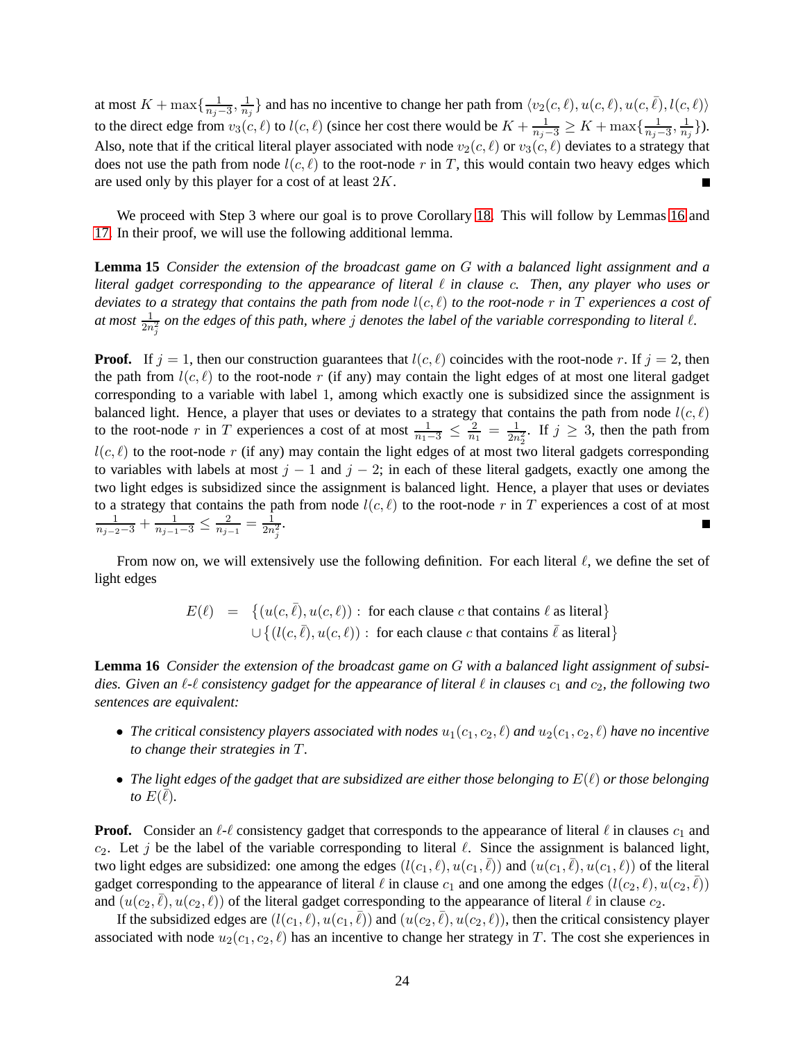at most $K + \max\{\frac{1}{n_j-3}, \frac{1}{n_j}\}$ and has no incentive to change her path from $\langle v_2(c,\ell), u(c,\ell), u(c,\bar{\ell}), l(c,\ell)\rangle$ to the direct edge from $v_3(c,\ell)$ to $l(c,\ell)$ (since her cost there would be $K + \frac{1}{n_j-3} \geq K + \max\{\frac{1}{n_j-3}, \frac{1}{n_j}\}$). Also, note that if the critical literal player associated with node $v_2(c,\ell)$ or $v_3(c,\ell)$ deviates to a strategy that does not use the path from node $l(c,\ell)$ to the root-node $r$ in $T$, this would contain two heavy edges which are used only by this player for a cost of at least $2K$. ■

We proceed with Step 3 where our goal is to prove Corollary 18. This will follow by Lemmas 16 and 17. In their proof, we will use the following additional lemma.

**Lemma 15** *Consider the extension of the broadcast game on $G$ with a balanced light assignment and a literal gadget corresponding to the appearance of literal $\ell$ in clause $c$. Then, any player who uses or deviates to a strategy that contains the path from node $l(c,\ell)$ to the root-node $r$ in $T$ experiences a cost of at most $\frac{1}{2n_j^2}$ on the edges of this path, where $j$ denotes the label of the variable corresponding to literal $\ell$.*

**Proof.** If $j = 1$, then our construction guarantees that $l(c,\ell)$ coincides with the root-node $r$. If $j = 2$, then the path from $l(c,\ell)$ to the root-node $r$ (if any) may contain the light edges of at most one literal gadget corresponding to a variable with label 1, among which exactly one is subsidized since the assignment is balanced light. Hence, a player that uses or deviates to a strategy that contains the path from node $l(c,\ell)$ to the root-node $r$ in $T$ experiences a cost of at most $\frac{1}{n_1-3} \leq \frac{2}{n_1} = \frac{1}{2n_2^2}$. If $j \geq 3$, then the path from $l(c,\ell)$ to the root-node $r$ (if any) may contain the light edges of at most two literal gadgets corresponding to variables with labels at most $j-1$ and $j-2$; in each of these literal gadgets, exactly one among the two light edges is subsidized since the assignment is balanced light. Hence, a player that uses or deviates to a strategy that contains the path from node $l(c,\ell)$ to the root-node $r$ in $T$ experiences a cost of at most $\frac{1}{n_{j-2}-3} + \frac{1}{n_{j-1}-3} \leq \frac{2}{n_{j-1}} = \frac{1}{2n_j^2}$. ■

From now on, we will extensively use the following definition. For each literal $\ell$, we define the set of light edges

$$
\begin{aligned}
E(\ell) \quad = \quad & \{(u(c,\bar{\ell}), u(c,\ell)) : \text{ for each clause } c \text{ that contains } \ell \text{ as literal}\} \\
& \cup \{(l(c,\bar{\ell}), u(c,\ell)) : \text{ for each clause } c \text{ that contains } \bar{\ell} \text{ as literal}\}
\end{aligned}
$$

**Lemma 16** *Consider the extension of the broadcast game on $G$ with a balanced light assignment of subsidies. Given an $\ell$-$\ell$ consistency gadget for the appearance of literal $\ell$ in clauses $c_1$ and $c_2$, the following two sentences are equivalent:*

- *The critical consistency players associated with nodes $u_1(c_1,c_2,\ell)$ and $u_2(c_1,c_2,\ell)$ have no incentive to change their strategies in $T$.*
- *The light edges of the gadget that are subsidized are either those belonging to $E(\ell)$ or those belonging to $E(\bar{\ell})$.*

**Proof.** Consider an $\ell$-$\ell$ consistency gadget that corresponds to the appearance of literal $\ell$ in clauses $c_1$ and $c_2$. Let $j$ be the label of the variable corresponding to literal $\ell$. Since the assignment is balanced light, two light edges are subsidized: one among the edges $(l(c_1,\ell), u(c_1,\bar{\ell}))$ and $(u(c_1,\bar{\ell}), u(c_1,\ell))$ of the literal gadget corresponding to the appearance of literal $\ell$ in clause $c_1$ and one among the edges $(l(c_2,\ell), u(c_2,\bar{\ell}))$ and $(u(c_2,\bar{\ell}), u(c_2,\ell))$ of the literal gadget corresponding to the appearance of literal $\ell$ in clause $c_2$.

If the subsidized edges are $(l(c_1,\ell), u(c_1,\bar{\ell}))$ and $(u(c_2,\bar{\ell}), u(c_2,\ell))$, then the critical consistency player associated with node $u_2(c_1,c_2,\ell)$ has an incentive to change her strategy in $T$. The cost she experiences in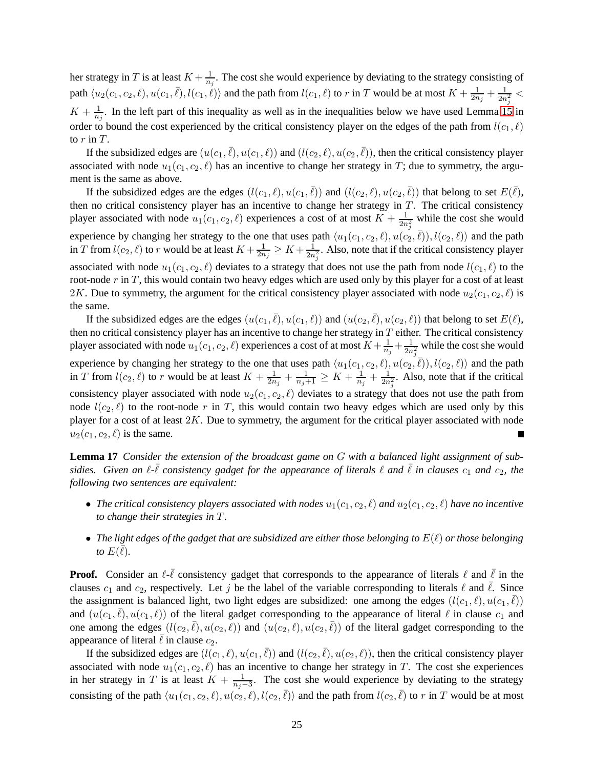her strategy in $T$ is at least $K + \frac{1}{n_j}$. The cost she would experience by deviating to the strategy consisting of path $\langle u_2(c_1, c_2, \ell), u(c_1, \bar{\ell}), l(c_1, \ell) \rangle$ and the path from $l(c_1, \ell)$ to $r$ in $T$ would be at most $K + \frac{1}{2n_j} + \frac{1}{2n_j^2} < K + \frac{1}{n_j}$. In the left part of this inequality as well as in the inequalities below we have used Lemma 15 in order to bound the cost experienced by the critical consistency player on the edges of the path from $l(c_1, \ell)$ to $r$ in $T$.

If the subsidized edges are $(u(c_1, \bar{\ell}), u(c_1, \ell))$ and $(l(c_2, \ell), u(c_2, \bar{\ell}))$, then the critical consistency player associated with node $u_1(c_1, c_2, \ell)$ has an incentive to change her strategy in $T$; due to symmetry, the argument is the same as above.

If the subsidized edges are the edges $(l(c_1, \ell), u(c_1, \bar{\ell}))$ and $(l(c_2, \ell), u(c_2, \bar{\ell}))$ that belong to set $E(\bar{\ell})$, then no critical consistency player has an incentive to change her strategy in $T$. The critical consistency player associated with node $u_1(c_1, c_2, \ell)$ experiences a cost of at most $K + \frac{1}{2n_j^2}$ while the cost she would experience by changing her strategy to the one that uses path $\langle u_1(c_1, c_2, \ell), u(c_2, \bar{\ell})), l(c_2, \ell) \rangle$ and the path in $T$ from $l(c_2, \ell)$ to $r$ would be at least $K + \frac{1}{2n_j} \geq K + \frac{1}{2n_j^2}$. Also, note that if the critical consistency player associated with node $u_1(c_1, c_2, \ell)$ deviates to a strategy that does not use the path from node $l(c_1, \ell)$ to the root-node $r$ in $T$, this would contain two heavy edges which are used only by this player for a cost of at least $2K$. Due to symmetry, the argument for the critical consistency player associated with node $u_2(c_1, c_2, \ell)$ is the same.

If the subsidized edges are the edges $(u(c_1, \bar{\ell}), u(c_1, \ell))$ and $(u(c_2, \bar{\ell}), u(c_2, \ell))$ that belong to set $E(\ell)$, then no critical consistency player has an incentive to change her strategy in $T$ either. The critical consistency player associated with node $u_1(c_1, c_2, \ell)$ experiences a cost of at most $K + \frac{1}{n_j} + \frac{1}{2n_j^2}$ while the cost she would experience by changing her strategy to the one that uses path $\langle u_1(c_1, c_2, \ell), u(c_2, \bar{\ell})), l(c_2, \ell) \rangle$ and the path in $T$ from $l(c_2, \ell)$ to $r$ would be at least $K + \frac{1}{2n_j} + \frac{1}{n_j+1} \geq K + \frac{1}{n_j} + \frac{1}{2n_j^2}$. Also, note that if the critical consistency player associated with node $u_2(c_1, c_2, \ell)$ deviates to a strategy that does not use the path from node $l(c_2, \ell)$ to the root-node $r$ in $T$, this would contain two heavy edges which are used only by this player for a cost of at least $2K$. Due to symmetry, the argument for the critical player associated with node $u_2(c_1, c_2, \ell)$ is the same. ■

**Lemma 17** *Consider the extension of the broadcast game on $G$ with a balanced light assignment of subsidies. Given an $\ell$-$\bar{\ell}$ consistency gadget for the appearance of literals $\ell$ and $\bar{\ell}$ in clauses $c_1$ and $c_2$, the following two sentences are equivalent:*

- *The critical consistency players associated with nodes $u_1(c_1, c_2, \ell)$ and $u_2(c_1, c_2, \ell)$ have no incentive to change their strategies in $T$.*
- *The light edges of the gadget that are subsidized are either those belonging to $E(\ell)$ or those belonging to $E(\bar{\ell})$.*

**Proof.** Consider an $\ell$-$\bar{\ell}$ consistency gadget that corresponds to the appearance of literals $\ell$ and $\bar{\ell}$ in the clauses $c_1$ and $c_2$, respectively. Let $j$ be the label of the variable corresponding to literals $\ell$ and $\bar{\ell}$. Since the assignment is balanced light, two light edges are subsidized: one among the edges $(l(c_1, \ell), u(c_1, \bar{\ell}))$ and $(u(c_1, \bar{\ell}), u(c_1, \ell))$ of the literal gadget corresponding to the appearance of literal $\ell$ in clause $c_1$ and one among the edges $(l(c_2, \bar{\ell}), u(c_2, \ell))$ and $(u(c_2, \ell), u(c_2, \bar{\ell}))$ of the literal gadget corresponding to the appearance of literal $\bar{\ell}$ in clause $c_2$.

If the subsidized edges are $(l(c_1, \ell), u(c_1, \bar{\ell}))$ and $(l(c_2, \bar{\ell}), u(c_2, \ell))$, then the critical consistency player associated with node $u_1(c_1, c_2, \ell)$ has an incentive to change her strategy in $T$. The cost she experiences in her strategy in $T$ is at least $K + \frac{1}{n_j - 3}$. The cost she would experience by deviating to the strategy consisting of the path $\langle u_1(c_1, c_2, \ell), u(c_2, \ell), l(c_2, \bar{\ell}) \rangle$ and the path from $l(c_2, \bar{\ell})$ to $r$ in $T$ would be at most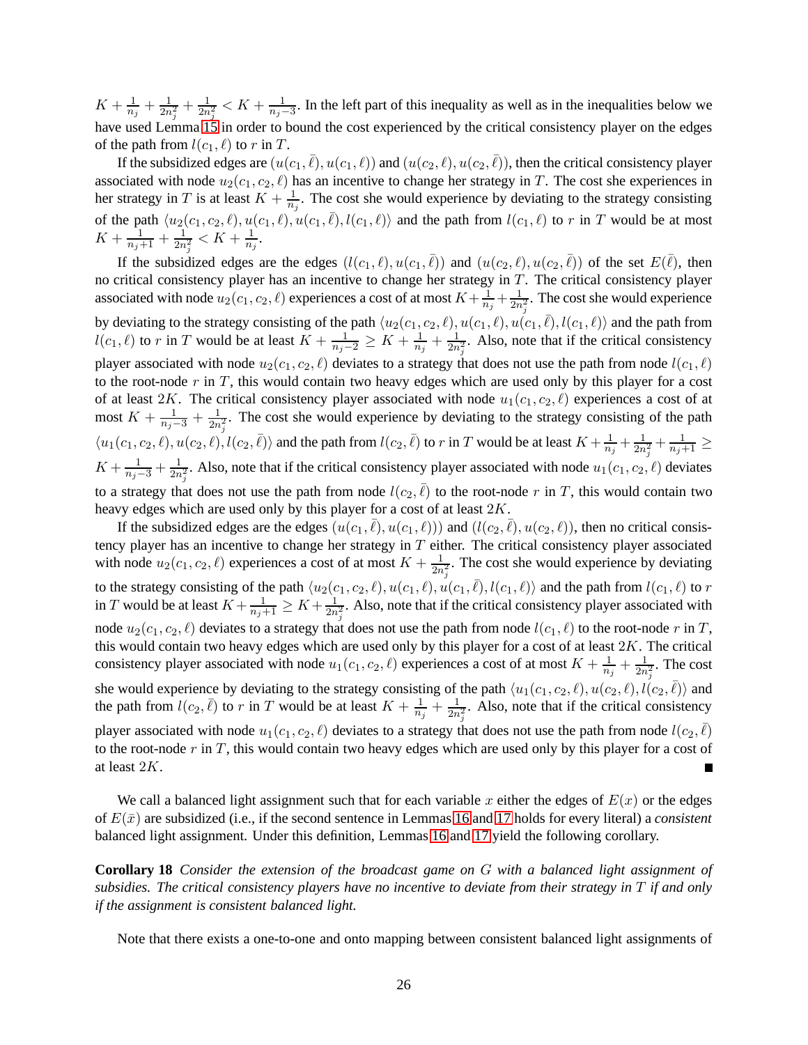$K + \frac{1}{n_j} + \frac{1}{2n_j^2} + \frac{1}{2n_j^2} < K + \frac{1}{n_j-3}$. In the left part of this inequality as well as in the inequalities below we have used Lemma 15 in order to bound the cost experienced by the critical consistency player on the edges of the path from $l(c_1, \ell)$ to $r$ in $T$.

If the subsidized edges are $(u(c_1, \bar{\ell}), u(c_1, \ell))$ and $(u(c_2, \ell), u(c_2, \bar{\ell}))$, then the critical consistency player associated with node $u_2(c_1, c_2, \ell)$ has an incentive to change her strategy in $T$. The cost she experiences in her strategy in $T$ is at least $K + \frac{1}{n_j}$. The cost she would experience by deviating to the strategy consisting of the path $\langle u_2(c_1, c_2, \ell), u(c_1, \ell), u(c_1, \bar{\ell}), l(c_1, \ell)\rangle$ and the path from $l(c_1, \ell)$ to $r$ in $T$ would be at most $K + \frac{1}{n_j+1} + \frac{1}{2n_j^2} < K + \frac{1}{n_j}$.

If the subsidized edges are the edges $(l(c_1, \ell), u(c_1, \bar{\ell}))$ and $(u(c_2, \ell), u(c_2, \bar{\ell}))$ of the set $E(\bar{\ell})$, then no critical consistency player has an incentive to change her strategy in $T$. The critical consistency player associated with node $u_2(c_1, c_2, \ell)$ experiences a cost of at most $K + \frac{1}{n_j} + \frac{1}{2n_j^2}$. The cost she would experience by deviating to the strategy consisting of the path $\langle u_2(c_1, c_2, \ell), u(c_1, \ell), u(c_1, \bar{\ell}), l(c_1, \ell)\rangle$ and the path from $l(c_1, \ell)$ to $r$ in $T$ would be at least $K + \frac{1}{n_j-2} \geq K + \frac{1}{n_j} + \frac{1}{2n_j^2}$. Also, note that if the critical consistency player associated with node $u_2(c_1, c_2, \ell)$ deviates to a strategy that does not use the path from node $l(c_1, \ell)$ to the root-node $r$ in $T$, this would contain two heavy edges which are used only by this player for a cost of at least $2K$. The critical consistency player associated with node $u_1(c_1, c_2, \ell)$ experiences a cost of at most $K + \frac{1}{n_j-3} + \frac{1}{2n_j^2}$. The cost she would experience by deviating to the strategy consisting of the path $\langle u_1(c_1, c_2, \ell), u(c_2, \ell), l(c_2, \bar{\ell})\rangle$ and the path from $l(c_2, \bar{\ell})$ to $r$ in $T$ would be at least $K + \frac{1}{n_j} + \frac{1}{2n_j^2} + \frac{1}{n_j+1} \geq K + \frac{1}{n_j-3} + \frac{1}{2n_j^2}$. Also, note that if the critical consistency player associated with node $u_1(c_1, c_2, \ell)$ deviates to a strategy that does not use the path from node $l(c_2, \bar{\ell})$ to the root-node $r$ in $T$, this would contain two heavy edges which are used only by this player for a cost of at least $2K$.

If the subsidized edges are the edges $(u(c_1, \bar{\ell}), u(c_1, \ell)))$ and $(l(c_2, \bar{\ell}), u(c_2, \ell))$, then no critical consistency player has an incentive to change her strategy in $T$ either. The critical consistency player associated with node $u_2(c_1, c_2, \ell)$ experiences a cost of at most $K + \frac{1}{2n_j^2}$. The cost she would experience by deviating to the strategy consisting of the path $\langle u_2(c_1, c_2, \ell), u(c_1, \ell), u(c_1, \bar{\ell}), l(c_1, \ell)\rangle$ and the path from $l(c_1, \ell)$ to $r$ in $T$ would be at least $K + \frac{1}{n_j+1} \geq K + \frac{1}{2n_j^2}$. Also, note that if the critical consistency player associated with node $u_2(c_1, c_2, \ell)$ deviates to a strategy that does not use the path from node $l(c_1, \ell)$ to the root-node $r$ in $T$, this would contain two heavy edges which are used only by this player for a cost of at least $2K$. The critical consistency player associated with node $u_1(c_1, c_2, \ell)$ experiences a cost of at most $K + \frac{1}{n_j} + \frac{1}{2n_j^2}$. The cost she would experience by deviating to the strategy consisting of the path $\langle u_1(c_1, c_2, \ell), u(c_2, \ell), l(c_2, \bar{\ell})\rangle$ and the path from $l(c_2, \bar{\ell})$ to $r$ in $T$ would be at least $K + \frac{1}{n_j} + \frac{1}{2n_j^2}$. Also, note that if the critical consistency player associated with node $u_1(c_1, c_2, \ell)$ deviates to a strategy that does not use the path from node $l(c_2, \bar{\ell})$ to the root-node $r$ in $T$, this would contain two heavy edges which are used only by this player for a cost of at least $2K$. ∎

We call a balanced light assignment such that for each variable $x$ either the edges of $E(x)$ or the edges of $E(\bar{x})$ are subsidized (i.e., if the second sentence in Lemmas 16 and 17 holds for every literal) a *consistent* balanced light assignment. Under this definition, Lemmas 16 and 17 yield the following corollary.

**Corollary 18** *Consider the extension of the broadcast game on $G$ with a balanced light assignment of subsidies. The critical consistency players have no incentive to deviate from their strategy in $T$ if and only if the assignment is consistent balanced light.*

Note that there exists a one-to-one and onto mapping between consistent balanced light assignments of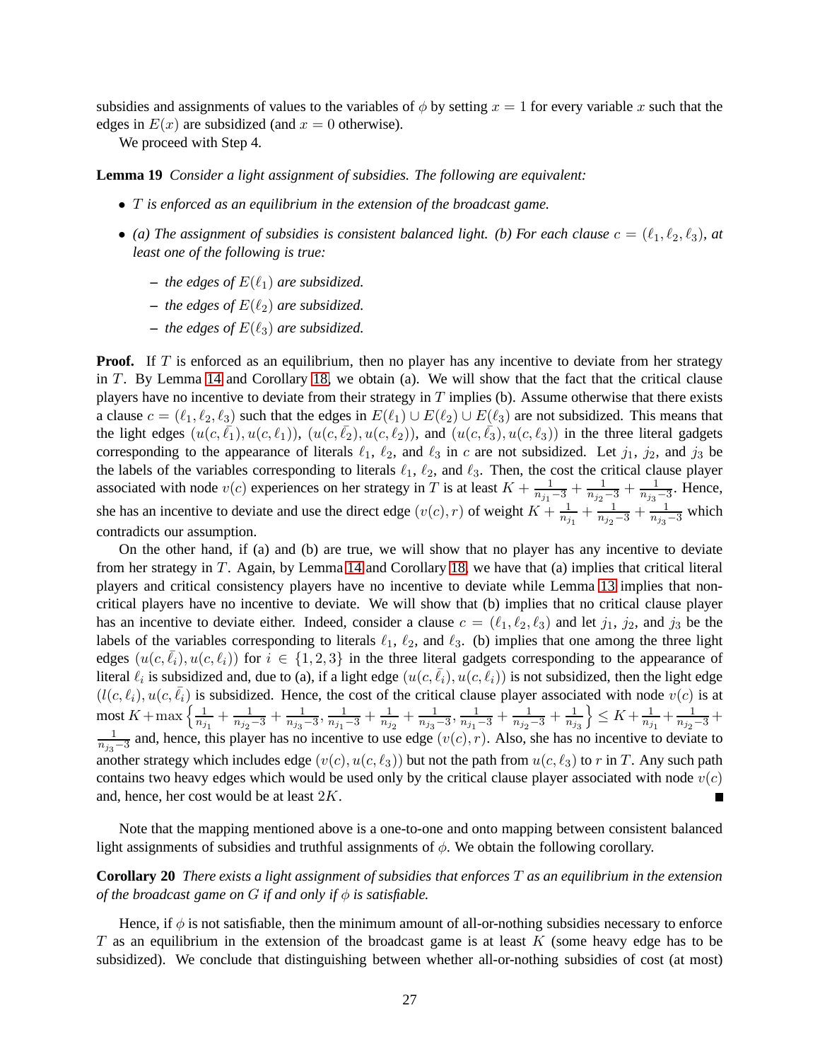subsidies and assignments of values to the variables of $\phi$ by setting $x = 1$ for every variable $x$ such that the edges in $E(x)$ are subsidized (and $x = 0$ otherwise).

We proceed with Step 4.

**Lemma 19** *Consider a light assignment of subsidies. The following are equivalent:*

- *$T$ is enforced as an equilibrium in the extension of the broadcast game.*
- *(a) The assignment of subsidies is consistent balanced light. (b) For each clause $c = (\ell_1, \ell_2, \ell_3)$, at least one of the following is true:*
  - *the edges of $E(\ell_1)$ are subsidized.*
  - *the edges of $E(\ell_2)$ are subsidized.*
  - *the edges of $E(\ell_3)$ are subsidized.*

**Proof.** If $T$ is enforced as an equilibrium, then no player has any incentive to deviate from her strategy in $T$. By Lemma 14 and Corollary 18, we obtain (a). We will show that the fact that the critical clause players have no incentive to deviate from their strategy in $T$ implies (b). Assume otherwise that there exists a clause $c = (\ell_1, \ell_2, \ell_3)$ such that the edges in $E(\ell_1) \cup E(\ell_2) \cup E(\ell_3)$ are not subsidized. This means that the light edges $(u(c, \bar{\ell_1}), u(c, \ell_1))$, $(u(c, \bar{\ell_2}), u(c, \ell_2))$, and $(u(c, \bar{\ell_3}), u(c, \ell_3))$ in the three literal gadgets corresponding to the appearance of literals $\ell_1$, $\ell_2$, and $\ell_3$ in $c$ are not subsidized. Let $j_1$, $j_2$, and $j_3$ be the labels of the variables corresponding to literals $\ell_1$, $\ell_2$, and $\ell_3$. Then, the cost the critical clause player associated with node $v(c)$ experiences on her strategy in $T$ is at least $K + \frac{1}{n_{j_1}-3} + \frac{1}{n_{j_2}-3} + \frac{1}{n_{j_3}-3}$. Hence, she has an incentive to deviate and use the direct edge $(v(c), r)$ of weight $K + \frac{1}{n_{j_1}} + \frac{1}{n_{j_2}-3} + \frac{1}{n_{j_3}-3}$ which contradicts our assumption.

On the other hand, if (a) and (b) are true, we will show that no player has any incentive to deviate from her strategy in $T$. Again, by Lemma 14 and Corollary 18, we have that (a) implies that critical literal players and critical consistency players have no incentive to deviate while Lemma 13 implies that non-critical players have no incentive to deviate. We will show that (b) implies that no critical clause player has an incentive to deviate either. Indeed, consider a clause $c = (\ell_1, \ell_2, \ell_3)$ and let $j_1$, $j_2$, and $j_3$ be the labels of the variables corresponding to literals $\ell_1$, $\ell_2$, and $\ell_3$. (b) implies that one among the three light edges $(u(c, \bar{\ell_i}), u(c, \ell_i))$ for $i \in \{1, 2, 3\}$ in the three literal gadgets corresponding to the appearance of literal $\ell_i$ is subsidized and, due to (a), if a light edge $(u(c, \bar{\ell_i}), u(c, \ell_i))$ is not subsidized, then the light edge $(l(c, \ell_i), u(c, \bar{\ell_i}))$ is subsidized. Hence, the cost of the critical clause player associated with node $v(c)$ is at most $K + \max\left\{\frac{1}{n_{j_1}} + \frac{1}{n_{j_2}-3} + \frac{1}{n_{j_3}-3}, \frac{1}{n_{j_1}-3} + \frac{1}{n_{j_2}} + \frac{1}{n_{j_3}-3}, \frac{1}{n_{j_1}-3} + \frac{1}{n_{j_2}-3} + \frac{1}{n_{j_3}}\right\} \leq K + \frac{1}{n_{j_1}} + \frac{1}{n_{j_2}-3} + \frac{1}{n_{j_3}-3}$ and, hence, this player has no incentive to use edge $(v(c), r)$. Also, she has no incentive to deviate to another strategy which includes edge $(v(c), u(c, \ell_3))$ but not the path from $u(c, \ell_3)$ to $r$ in $T$. Any such path contains two heavy edges which would be used only by the critical clause player associated with node $v(c)$ and, hence, her cost would be at least $2K$. ∎

Note that the mapping mentioned above is a one-to-one and onto mapping between consistent balanced light assignments of subsidies and truthful assignments of $\phi$. We obtain the following corollary.

**Corollary 20** *There exists a light assignment of subsidies that enforces $T$ as an equilibrium in the extension of the broadcast game on $G$ if and only if $\phi$ is satisfiable.*

Hence, if $\phi$ is not satisfiable, then the minimum amount of all-or-nothing subsidies necessary to enforce $T$ as an equilibrium in the extension of the broadcast game is at least $K$ (some heavy edge has to be subsidized). We conclude that distinguishing between whether all-or-nothing subsidies of cost (at most)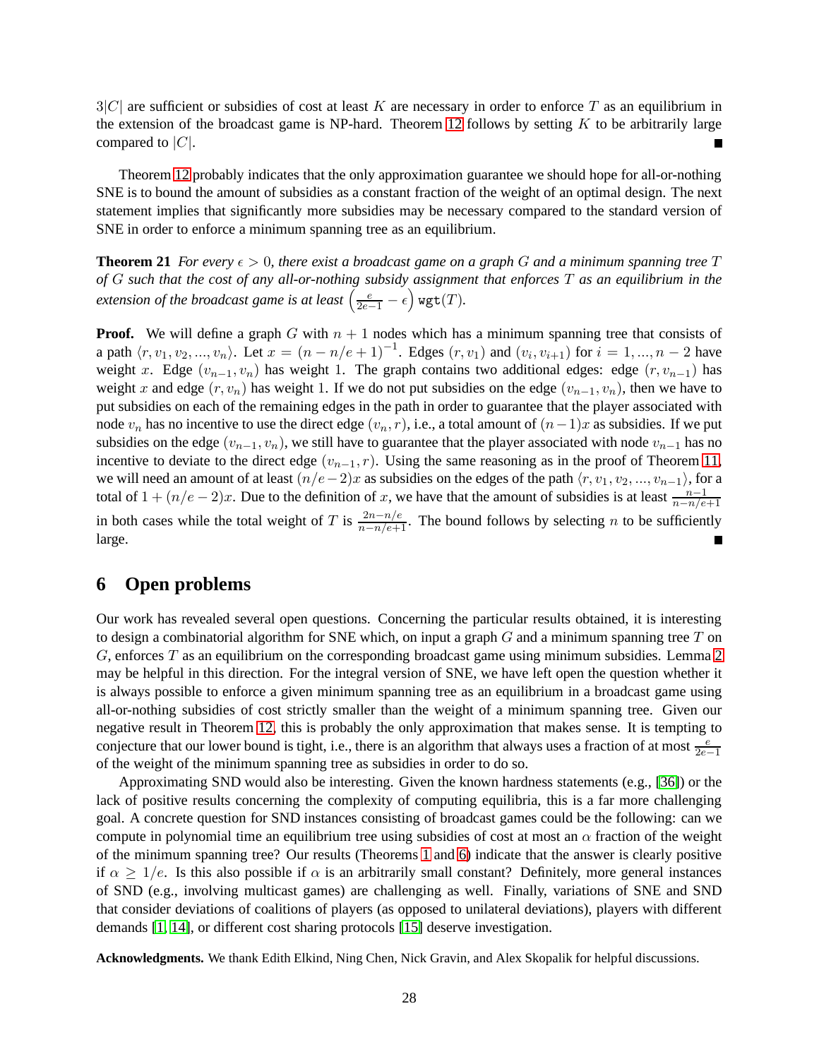$3|C|$ are sufficient or subsidies of cost at least $K$ are necessary in order to enforce $T$ as an equilibrium in the extension of the broadcast game is NP-hard. Theorem 12 follows by setting $K$ to be arbitrarily large compared to $|C|$. ∎

Theorem 12 probably indicates that the only approximation guarantee we should hope for all-or-nothing SNE is to bound the amount of subsidies as a constant fraction of the weight of an optimal design. The next statement implies that significantly more subsidies may be necessary compared to the standard version of SNE in order to enforce a minimum spanning tree as an equilibrium.

**Theorem 21** *For every $\epsilon > 0$, there exist a broadcast game on a graph $G$ and a minimum spanning tree $T$ of $G$ such that the cost of any all-or-nothing subsidy assignment that enforces $T$ as an equilibrium in the extension of the broadcast game is at least $\left(\frac{e}{2e-1} - \epsilon\right) \texttt{wgt}(T)$.*

**Proof.** We will define a graph $G$ with $n+1$ nodes which has a minimum spanning tree that consists of a path $\langle r, v_1, v_2, ..., v_n\rangle$. Let $x = (n - n/e + 1)^{-1}$. Edges $(r, v_1)$ and $(v_i, v_{i+1})$ for $i = 1, ..., n-2$ have weight $x$. Edge $(v_{n-1}, v_n)$ has weight 1. The graph contains two additional edges: edge $(r, v_{n-1})$ has weight $x$ and edge $(r, v_n)$ has weight 1. If we do not put subsidies on the edge $(v_{n-1}, v_n)$, then we have to put subsidies on each of the remaining edges in the path in order to guarantee that the player associated with node $v_n$ has no incentive to use the direct edge $(v_n, r)$, i.e., a total amount of $(n-1)x$ as subsidies. If we put subsidies on the edge $(v_{n-1}, v_n)$, we still have to guarantee that the player associated with node $v_{n-1}$ has no incentive to deviate to the direct edge $(v_{n-1}, r)$. Using the same reasoning as in the proof of Theorem 11, we will need an amount of at least $(n/e - 2)x$ as subsidies on the edges of the path $\langle r, v_1, v_2, ..., v_{n-1}\rangle$, for a total of $1 + (n/e - 2)x$. Due to the definition of $x$, we have that the amount of subsidies is at least $\frac{n-1}{n-n/e+1}$ in both cases while the total weight of $T$ is $\frac{2n-n/e}{n-n/e+1}$. The bound follows by selecting $n$ to be sufficiently large. ∎

## 6 Open problems

Our work has revealed several open questions. Concerning the particular results obtained, it is interesting to design a combinatorial algorithm for SNE which, on input a graph $G$ and a minimum spanning tree $T$ on $G$, enforces $T$ as an equilibrium on the corresponding broadcast game using minimum subsidies. Lemma 2 may be helpful in this direction. For the integral version of SNE, we have left open the question whether it is always possible to enforce a given minimum spanning tree as an equilibrium in a broadcast game using all-or-nothing subsidies of cost strictly smaller than the weight of a minimum spanning tree. Given our negative result in Theorem 12, this is probably the only approximation that makes sense. It is tempting to conjecture that our lower bound is tight, i.e., there is an algorithm that always uses a fraction of at most $\frac{e}{2e-1}$ of the weight of the minimum spanning tree as subsidies in order to do so.

Approximating SND would also be interesting. Given the known hardness statements (e.g., [36]) or the lack of positive results concerning the complexity of computing equilibria, this is a far more challenging goal. A concrete question for SND instances consisting of broadcast games could be the following: can we compute in polynomial time an equilibrium tree using subsidies of cost at most an $\alpha$ fraction of the weight of the minimum spanning tree? Our results (Theorems 1 and 6) indicate that the answer is clearly positive if $\alpha \geq 1/e$. Is this also possible if $\alpha$ is an arbitrarily small constant? Definitely, more general instances of SND (e.g., involving multicast games) are challenging as well. Finally, variations of SNE and SND that consider deviations of coalitions of players (as opposed to unilateral deviations), players with different demands [1, 14], or different cost sharing protocols [15] deserve investigation.

**Acknowledgments.** We thank Edith Elkind, Ning Chen, Nick Gravin, and Alex Skopalik for helpful discussions.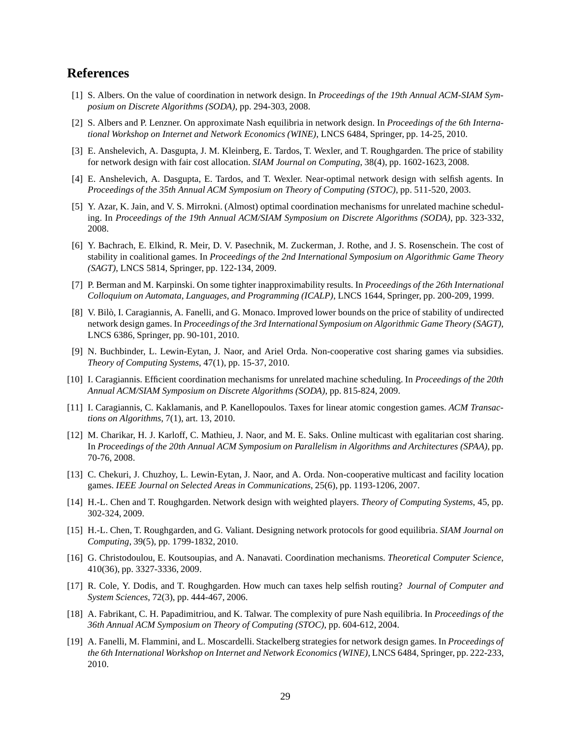## References

[1] S. Albers. On the value of coordination in network design. In *Proceedings of the 19th Annual ACM-SIAM Symposium on Discrete Algorithms (SODA)*, pp. 294-303, 2008.

[2] S. Albers and P. Lenzner. On approximate Nash equilibria in network design. In *Proceedings of the 6th International Workshop on Internet and Network Economics (WINE)*, LNCS 6484, Springer, pp. 14-25, 2010.

[3] E. Anshelevich, A. Dasgupta, J. M. Kleinberg, E. Tardos, T. Wexler, and T. Roughgarden. The price of stability for network design with fair cost allocation. *SIAM Journal on Computing*, 38(4), pp. 1602-1623, 2008.

[4] E. Anshelevich, A. Dasgupta, E. Tardos, and T. Wexler. Near-optimal network design with selfish agents. In *Proceedings of the 35th Annual ACM Symposium on Theory of Computing (STOC)*, pp. 511-520, 2003.

[5] Y. Azar, K. Jain, and V. S. Mirrokni. (Almost) optimal coordination mechanisms for unrelated machine scheduling. In *Proceedings of the 19th Annual ACM/SIAM Symposium on Discrete Algorithms (SODA)*, pp. 323-332, 2008.

[6] Y. Bachrach, E. Elkind, R. Meir, D. V. Pasechnik, M. Zuckerman, J. Rothe, and J. S. Rosenschein. The cost of stability in coalitional games. In *Proceedings of the 2nd International Symposium on Algorithmic Game Theory (SAGT)*, LNCS 5814, Springer, pp. 122-134, 2009.

[7] P. Berman and M. Karpinski. On some tighter inapproximability results. In *Proceedings of the 26th International Colloquium on Automata, Languages, and Programming (ICALP)*, LNCS 1644, Springer, pp. 200-209, 1999.

[8] V. Bilò, I. Caragiannis, A. Fanelli, and G. Monaco. Improved lower bounds on the price of stability of undirected network design games. In *Proceedings of the 3rd International Symposium on Algorithmic Game Theory (SAGT)*, LNCS 6386, Springer, pp. 90-101, 2010.

[9] N. Buchbinder, L. Lewin-Eytan, J. Naor, and Ariel Orda. Non-cooperative cost sharing games via subsidies. *Theory of Computing Systems*, 47(1), pp. 15-37, 2010.

[10] I. Caragiannis. Efficient coordination mechanisms for unrelated machine scheduling. In *Proceedings of the 20th Annual ACM/SIAM Symposium on Discrete Algorithms (SODA)*, pp. 815-824, 2009.

[11] I. Caragiannis, C. Kaklamanis, and P. Kanellopoulos. Taxes for linear atomic congestion games. *ACM Transactions on Algorithms*, 7(1), art. 13, 2010.

[12] M. Charikar, H. J. Karloff, C. Mathieu, J. Naor, and M. E. Saks. Online multicast with egalitarian cost sharing. In *Proceedings of the 20th Annual ACM Symposium on Parallelism in Algorithms and Architectures (SPAA)*, pp. 70-76, 2008.

[13] C. Chekuri, J. Chuzhoy, L. Lewin-Eytan, J. Naor, and A. Orda. Non-cooperative multicast and facility location games. *IEEE Journal on Selected Areas in Communications*, 25(6), pp. 1193-1206, 2007.

[14] H.-L. Chen and T. Roughgarden. Network design with weighted players. *Theory of Computing Systems*, 45, pp. 302-324, 2009.

[15] H.-L. Chen, T. Roughgarden, and G. Valiant. Designing network protocols for good equilibria. *SIAM Journal on Computing*, 39(5), pp. 1799-1832, 2010.

[16] G. Christodoulou, E. Koutsoupias, and A. Nanavati. Coordination mechanisms. *Theoretical Computer Science*, 410(36), pp. 3327-3336, 2009.

[17] R. Cole, Y. Dodis, and T. Roughgarden. How much can taxes help selfish routing? *Journal of Computer and System Sciences*, 72(3), pp. 444-467, 2006.

[18] A. Fabrikant, C. H. Papadimitriou, and K. Talwar. The complexity of pure Nash equilibria. In *Proceedings of the 36th Annual ACM Symposium on Theory of Computing (STOC)*, pp. 604-612, 2004.

[19] A. Fanelli, M. Flammini, and L. Moscardelli. Stackelberg strategies for network design games. In *Proceedings of the 6th International Workshop on Internet and Network Economics (WINE)*, LNCS 6484, Springer, pp. 222-233, 2010.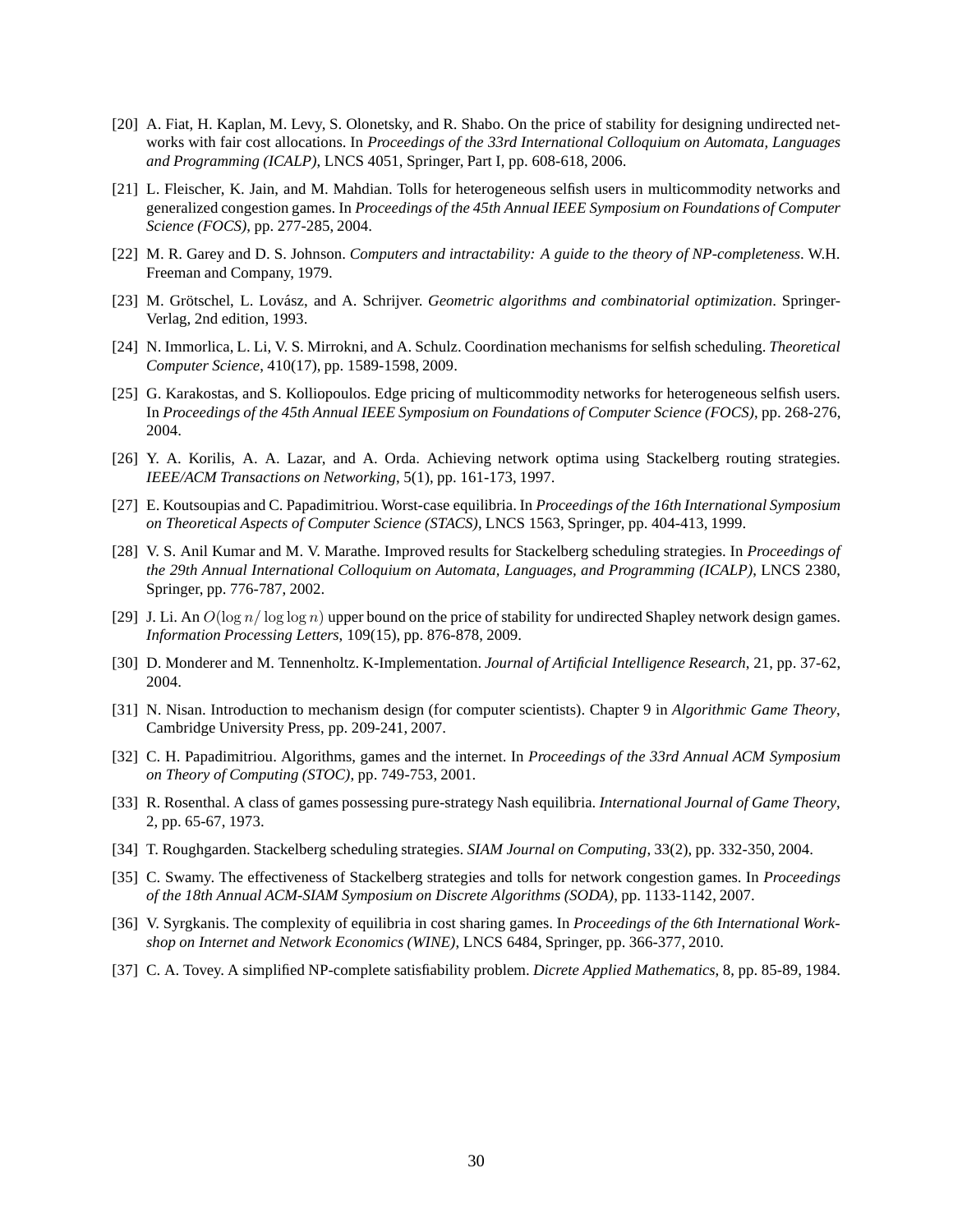[20] A. Fiat, H. Kaplan, M. Levy, S. Olonetsky, and R. Shabo. On the price of stability for designing undirected networks with fair cost allocations. In *Proceedings of the 33rd International Colloquium on Automata, Languages and Programming (ICALP)*, LNCS 4051, Springer, Part I, pp. 608-618, 2006.

[21] L. Fleischer, K. Jain, and M. Mahdian. Tolls for heterogeneous selfish users in multicommodity networks and generalized congestion games. In *Proceedings of the 45th Annual IEEE Symposium on Foundations of Computer Science (FOCS)*, pp. 277-285, 2004.

[22] M. R. Garey and D. S. Johnson. *Computers and intractability: A guide to the theory of NP-completeness*. W.H. Freeman and Company, 1979.

[23] M. Grötschel, L. Lovász, and A. Schrijver. *Geometric algorithms and combinatorial optimization*. Springer-Verlag, 2nd edition, 1993.

[24] N. Immorlica, L. Li, V. S. Mirrokni, and A. Schulz. Coordination mechanisms for selfish scheduling. *Theoretical Computer Science*, 410(17), pp. 1589-1598, 2009.

[25] G. Karakostas, and S. Kolliopoulos. Edge pricing of multicommodity networks for heterogeneous selfish users. In *Proceedings of the 45th Annual IEEE Symposium on Foundations of Computer Science (FOCS)*, pp. 268-276, 2004.

[26] Y. A. Korilis, A. A. Lazar, and A. Orda. Achieving network optima using Stackelberg routing strategies. *IEEE/ACM Transactions on Networking*, 5(1), pp. 161-173, 1997.

[27] E. Koutsoupias and C. Papadimitriou. Worst-case equilibria. In *Proceedings of the 16th International Symposium on Theoretical Aspects of Computer Science (STACS)*, LNCS 1563, Springer, pp. 404-413, 1999.

[28] V. S. Anil Kumar and M. V. Marathe. Improved results for Stackelberg scheduling strategies. In *Proceedings of the 29th Annual International Colloquium on Automata, Languages, and Programming (ICALP)*, LNCS 2380, Springer, pp. 776-787, 2002.

[29] J. Li. An $O(\log n/\log\log n)$ upper bound on the price of stability for undirected Shapley network design games. *Information Processing Letters*, 109(15), pp. 876-878, 2009.

[30] D. Monderer and M. Tennenholtz. K-Implementation. *Journal of Artificial Intelligence Research*, 21, pp. 37-62, 2004.

[31] N. Nisan. Introduction to mechanism design (for computer scientists). Chapter 9 in *Algorithmic Game Theory*, Cambridge University Press, pp. 209-241, 2007.

[32] C. H. Papadimitriou. Algorithms, games and the internet. In *Proceedings of the 33rd Annual ACM Symposium on Theory of Computing (STOC)*, pp. 749-753, 2001.

[33] R. Rosenthal. A class of games possessing pure-strategy Nash equilibria. *International Journal of Game Theory*, 2, pp. 65-67, 1973.

[34] T. Roughgarden. Stackelberg scheduling strategies. *SIAM Journal on Computing*, 33(2), pp. 332-350, 2004.

[35] C. Swamy. The effectiveness of Stackelberg strategies and tolls for network congestion games. In *Proceedings of the 18th Annual ACM-SIAM Symposium on Discrete Algorithms (SODA)*, pp. 1133-1142, 2007.

[36] V. Syrgkanis. The complexity of equilibria in cost sharing games. In *Proceedings of the 6th International Workshop on Internet and Network Economics (WINE)*, LNCS 6484, Springer, pp. 366-377, 2010.

[37] C. A. Tovey. A simplified NP-complete satisfiability problem. *Dicrete Applied Mathematics*, 8, pp. 85-89, 1984.